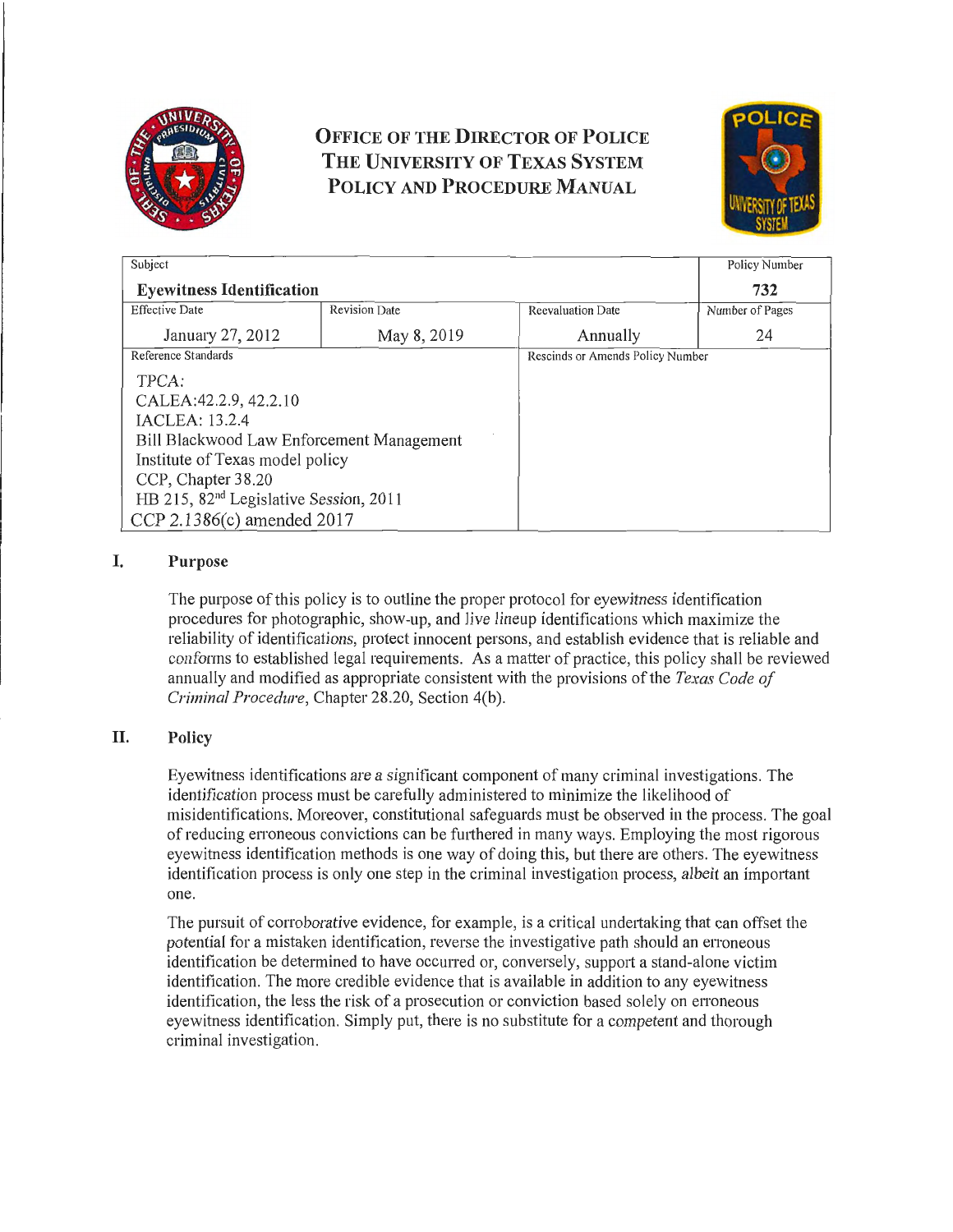# OFFICE OF THE DIRECTOR OF POLICE
# THE UNIVERSITY OF TEXAS SYSTEM
# POLICY AND PROCEDURE MANUAL

| Subject | | | Policy Number |
|---|---|---|---|
| **Eyewitness Identification** | | | **732** |
| Effective Date | Revision Date | Reevaluation Date | Number of Pages |
| January 27, 2012 | May 8, 2019 | Annually | 24 |
| Reference Standards | | Rescinds or Amends Policy Number | |
| TPCA:<br>CALEA:42.2.9, 42.2.10<br>IACLEA: 13.2.4<br>Bill Blackwood Law Enforcement Management Institute of Texas model policy<br>CCP, Chapter 38.20<br>HB 215, 82nd Legislative Session, 2011<br>CCP 2.1386(c) amended 2017 | | | |

## I. Purpose

The purpose of this policy is to outline the proper protocol for eyewitness identification procedures for photographic, show-up, and live lineup identifications which maximize the reliability of identifications, protect innocent persons, and establish evidence that is reliable and conforms to established legal requirements. As a matter of practice, this policy shall be reviewed annually and modified as appropriate consistent with the provisions of the *Texas Code of Criminal Procedure*, Chapter 28.20, Section 4(b).

## II. Policy

Eyewitness identifications are a significant component of many criminal investigations. The identification process must be carefully administered to minimize the likelihood of misidentifications. Moreover, constitutional safeguards must be observed in the process. The goal of reducing erroneous convictions can be furthered in many ways. Employing the most rigorous eyewitness identification methods is one way of doing this, but there are others. The eyewitness identification process is only one step in the criminal investigation process, albeit an important one.

The pursuit of corroborative evidence, for example, is a critical undertaking that can offset the potential for a mistaken identification, reverse the investigative path should an erroneous identification be determined to have occurred or, conversely, support a stand-alone victim identification. The more credible evidence that is available in addition to any eyewitness identification, the less the risk of a prosecution or conviction based solely on erroneous eyewitness identification. Simply put, there is no substitute for a competent and thorough criminal investigation.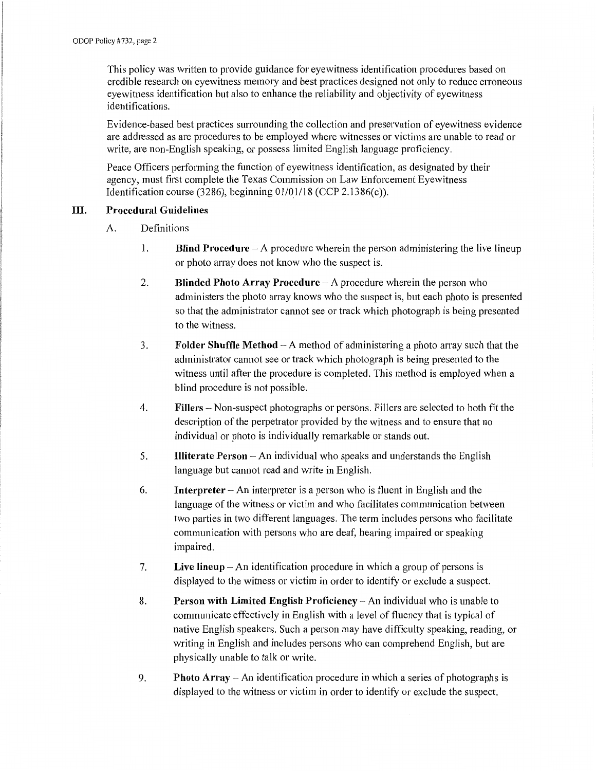This policy was written to provide guidance for eyewitness identification procedures based on credible research on eyewitness memory and best practices designed not only to reduce erroneous eyewitness identification but also to enhance the reliability and objectivity of eyewitness identifications.

Evidence-based best practices surrounding the collection and preservation of eyewitness evidence are addressed as are procedures to be employed where witnesses or victims are unable to read or write, are non-English speaking, or possess limited English language proficiency.

Peace Officers performing the function of eyewitness identification, as designated by their agency, must first complete the Texas Commission on Law Enforcement Eyewitness Identification course (3286), beginning 01/01/18 (CCP 2.1386(c)).

## III. Procedural Guidelines

A. Definitions

1. **Blind Procedure** – A procedure wherein the person administering the live lineup or photo array does not know who the suspect is.

2. **Blinded Photo Array Procedure** – A procedure wherein the person who administers the photo array knows who the suspect is, but each photo is presented so that the administrator cannot see or track which photograph is being presented to the witness.

3. **Folder Shuffle Method** – A method of administering a photo array such that the administrator cannot see or track which photograph is being presented to the witness until after the procedure is completed. This method is employed when a blind procedure is not possible.

4. **Fillers** – Non-suspect photographs or persons. Fillers are selected to both fit the description of the perpetrator provided by the witness and to ensure that no individual or photo is individually remarkable or stands out.

5. **Illiterate Person** – An individual who speaks and understands the English language but cannot read and write in English.

6. **Interpreter** – An interpreter is a person who is fluent in English and the language of the witness or victim and who facilitates communication between two parties in two different languages. The term includes persons who facilitate communication with persons who are deaf, hearing impaired or speaking impaired.

7. **Live lineup** – An identification procedure in which a group of persons is displayed to the witness or victim in order to identify or exclude a suspect.

8. **Person with Limited English Proficiency** – An individual who is unable to communicate effectively in English with a level of fluency that is typical of native English speakers. Such a person may have difficulty speaking, reading, or writing in English and includes persons who can comprehend English, but are physically unable to talk or write.

9. **Photo Array** – An identification procedure in which a series of photographs is displayed to the witness or victim in order to identify or exclude the suspect.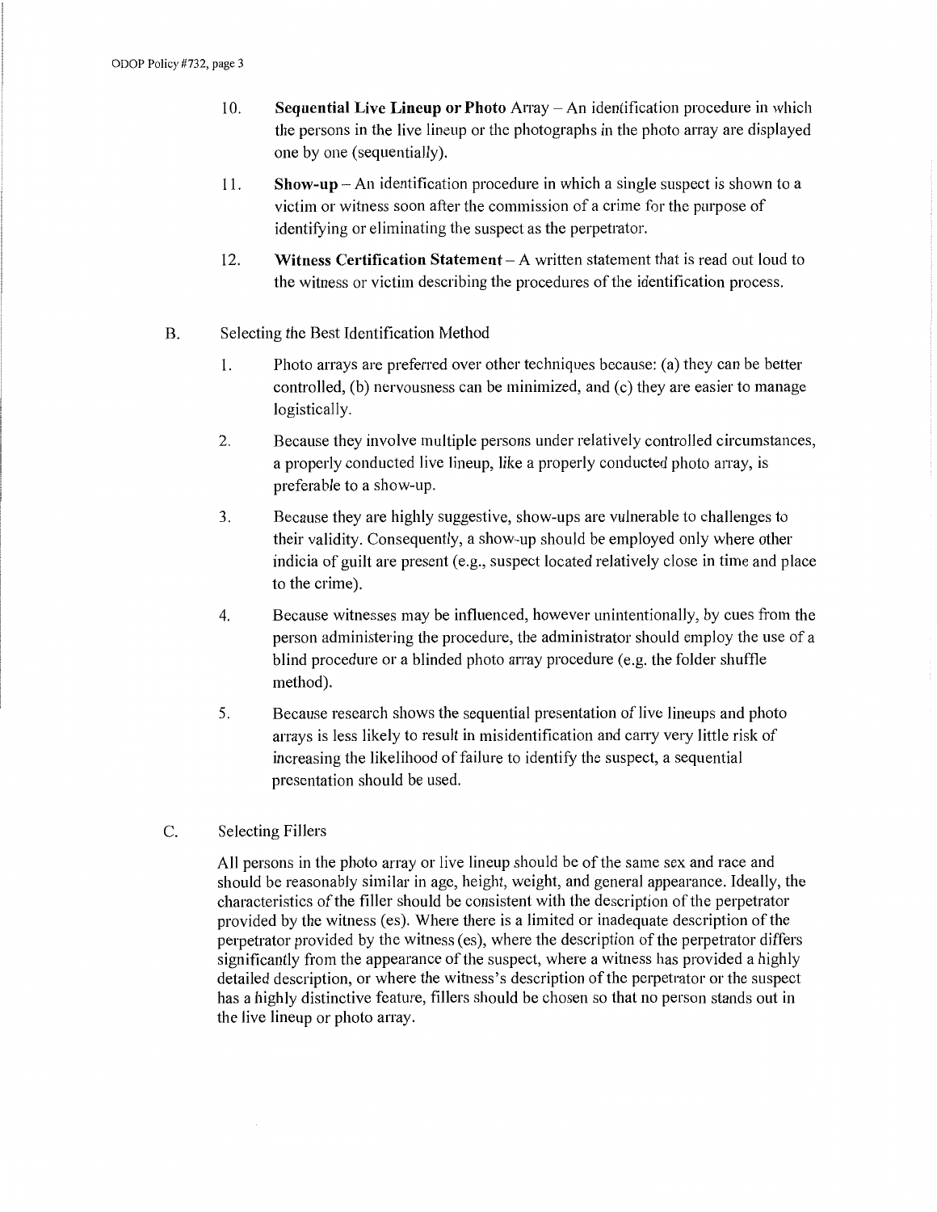10. **Sequential Live Lineup or Photo** Array – An identification procedure in which the persons in the live lineup or the photographs in the photo array are displayed one by one (sequentially).

11. **Show-up** – An identification procedure in which a single suspect is shown to a victim or witness soon after the commission of a crime for the purpose of identifying or eliminating the suspect as the perpetrator.

12. **Witness Certification Statement** – A written statement that is read out loud to the witness or victim describing the procedures of the identification process.

B. Selecting the Best Identification Method

1. Photo arrays are preferred over other techniques because: (a) they can be better controlled, (b) nervousness can be minimized, and (c) they are easier to manage logistically.

2. Because they involve multiple persons under relatively controlled circumstances, a properly conducted live lineup, like a properly conducted photo array, is preferable to a show-up.

3. Because they are highly suggestive, show-ups are vulnerable to challenges to their validity. Consequently, a show-up should be employed only where other indicia of guilt are present (e.g., suspect located relatively close in time and place to the crime).

4. Because witnesses may be influenced, however unintentionally, by cues from the person administering the procedure, the administrator should employ the use of a blind procedure or a blinded photo array procedure (e.g. the folder shuffle method).

5. Because research shows the sequential presentation of live lineups and photo arrays is less likely to result in misidentification and carry very little risk of increasing the likelihood of failure to identify the suspect, a sequential presentation should be used.

C. Selecting Fillers

All persons in the photo array or live lineup should be of the same sex and race and should be reasonably similar in age, height, weight, and general appearance. Ideally, the characteristics of the filler should be consistent with the description of the perpetrator provided by the witness (es). Where there is a limited or inadequate description of the perpetrator provided by the witness (es), where the description of the perpetrator differs significantly from the appearance of the suspect, where a witness has provided a highly detailed description, or where the witness's description of the perpetrator or the suspect has a highly distinctive feature, fillers should be chosen so that no person stands out in the live lineup or photo array.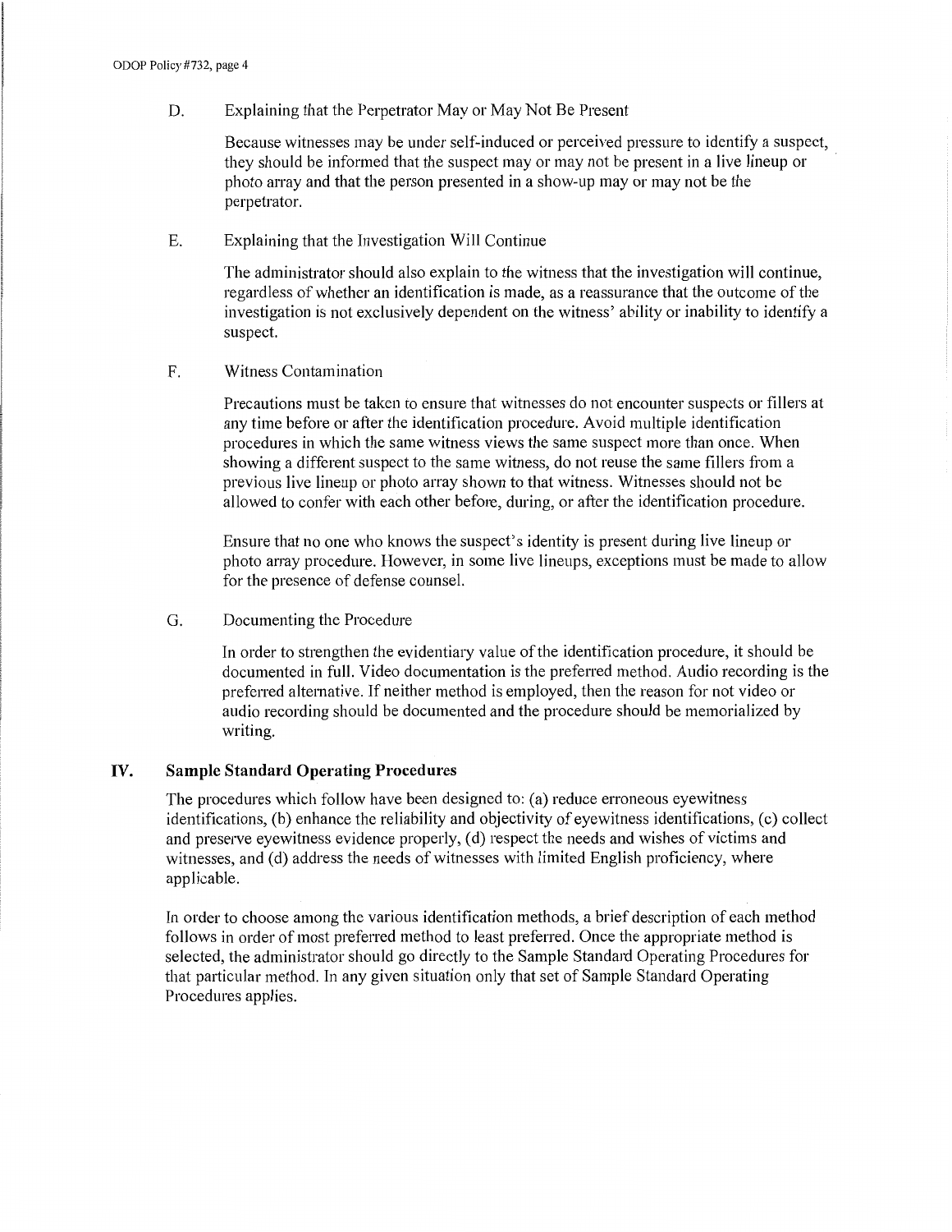D. Explaining that the Perpetrator May or May Not Be Present

Because witnesses may be under self-induced or perceived pressure to identify a suspect, they should be informed that the suspect may or may not be present in a live lineup or photo array and that the person presented in a show-up may or may not be the perpetrator.

E. Explaining that the Investigation Will Continue

The administrator should also explain to the witness that the investigation will continue, regardless of whether an identification is made, as a reassurance that the outcome of the investigation is not exclusively dependent on the witness' ability or inability to identify a suspect.

F. Witness Contamination

Precautions must be taken to ensure that witnesses do not encounter suspects or fillers at any time before or after the identification procedure. Avoid multiple identification procedures in which the same witness views the same suspect more than once. When showing a different suspect to the same witness, do not reuse the same fillers from a previous live lineup or photo array shown to that witness. Witnesses should not be allowed to confer with each other before, during, or after the identification procedure.

Ensure that no one who knows the suspect's identity is present during live lineup or photo array procedure. However, in some live lineups, exceptions must be made to allow for the presence of defense counsel.

G. Documenting the Procedure

In order to strengthen the evidentiary value of the identification procedure, it should be documented in full. Video documentation is the preferred method. Audio recording is the preferred alternative. If neither method is employed, then the reason for not video or audio recording should be documented and the procedure should be memorialized by writing.

## IV. Sample Standard Operating Procedures

The procedures which follow have been designed to: (a) reduce erroneous eyewitness identifications, (b) enhance the reliability and objectivity of eyewitness identifications, (c) collect and preserve eyewitness evidence properly, (d) respect the needs and wishes of victims and witnesses, and (d) address the needs of witnesses with limited English proficiency, where applicable.

In order to choose among the various identification methods, a brief description of each method follows in order of most preferred method to least preferred. Once the appropriate method is selected, the administrator should go directly to the Sample Standard Operating Procedures for that particular method. In any given situation only that set of Sample Standard Operating Procedures applies.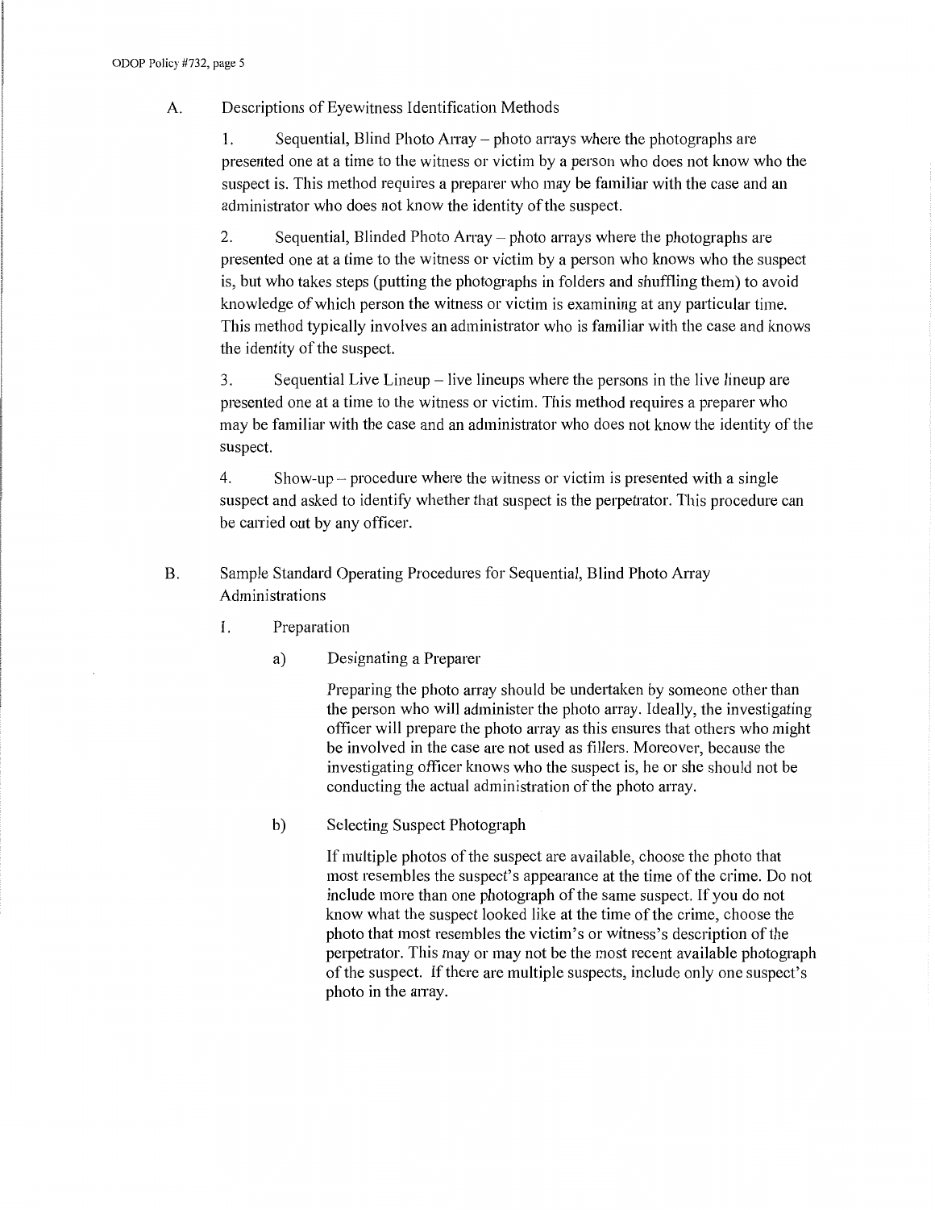## A. Descriptions of Eyewitness Identification Methods

1. Sequential, Blind Photo Array – photo arrays where the photographs are presented one at a time to the witness or victim by a person who does not know who the suspect is. This method requires a preparer who may be familiar with the case and an administrator who does not know the identity of the suspect.

2. Sequential, Blinded Photo Array – photo arrays where the photographs are presented one at a time to the witness or victim by a person who knows who the suspect is, but who takes steps (putting the photographs in folders and shuffling them) to avoid knowledge of which person the witness or victim is examining at any particular time. This method typically involves an administrator who is familiar with the case and knows the identity of the suspect.

3. Sequential Live Lineup – live lineups where the persons in the live lineup are presented one at a time to the witness or victim. This method requires a preparer who may be familiar with the case and an administrator who does not know the identity of the suspect.

4. Show-up – procedure where the witness or victim is presented with a single suspect and asked to identify whether that suspect is the perpetrator. This procedure can be carried out by any officer.

## B. Sample Standard Operating Procedures for Sequential, Blind Photo Array Administrations

### 1. Preparation

#### a) Designating a Preparer

Preparing the photo array should be undertaken by someone other than the person who will administer the photo array. Ideally, the investigating officer will prepare the photo array as this ensures that others who might be involved in the case are not used as fillers. Moreover, because the investigating officer knows who the suspect is, he or she should not be conducting the actual administration of the photo array.

#### b) Selecting Suspect Photograph

If multiple photos of the suspect are available, choose the photo that most resembles the suspect's appearance at the time of the crime. Do not include more than one photograph of the same suspect. If you do not know what the suspect looked like at the time of the crime, choose the photo that most resembles the victim's or witness's description of the perpetrator. This may or may not be the most recent available photograph of the suspect. If there are multiple suspects, include only one suspect's photo in the array.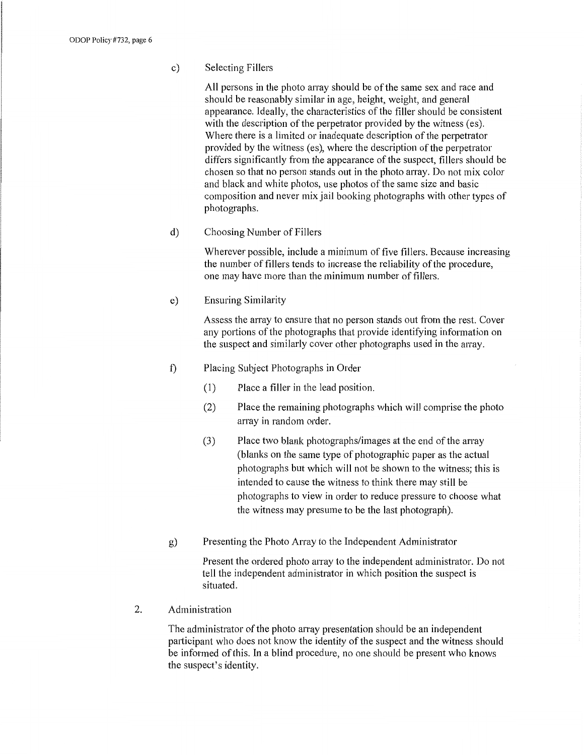c) Selecting Fillers

All persons in the photo array should be of the same sex and race and should be reasonably similar in age, height, weight, and general appearance. Ideally, the characteristics of the filler should be consistent with the description of the perpetrator provided by the witness (es). Where there is a limited or inadequate description of the perpetrator provided by the witness (es), where the description of the perpetrator differs significantly from the appearance of the suspect, fillers should be chosen so that no person stands out in the photo array. Do not mix color and black and white photos, use photos of the same size and basic composition and never mix jail booking photographs with other types of photographs.

d) Choosing Number of Fillers

Wherever possible, include a minimum of five fillers. Because increasing the number of fillers tends to increase the reliability of the procedure, one may have more than the minimum number of fillers.

e) Ensuring Similarity

Assess the array to ensure that no person stands out from the rest. Cover any portions of the photographs that provide identifying information on the suspect and similarly cover other photographs used in the array.

f) Placing Subject Photographs in Order

(1) Place a filler in the lead position.

(2) Place the remaining photographs which will comprise the photo array in random order.

(3) Place two blank photographs/images at the end of the array (blanks on the same type of photographic paper as the actual photographs but which will not be shown to the witness; this is intended to cause the witness to think there may still be photographs to view in order to reduce pressure to choose what the witness may presume to be the last photograph).

g) Presenting the Photo Array to the Independent Administrator

Present the ordered photo array to the independent administrator. Do not tell the independent administrator in which position the suspect is situated.

2. Administration

The administrator of the photo array presentation should be an independent participant who does not know the identity of the suspect and the witness should be informed of this. In a blind procedure, no one should be present who knows the suspect's identity.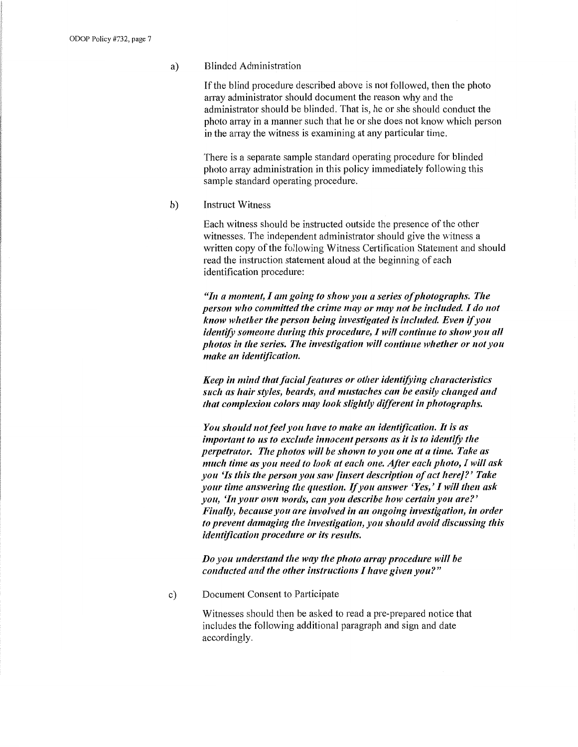a) Blinded Administration

If the blind procedure described above is not followed, then the photo array administrator should document the reason why and the administrator should be blinded. That is, he or she should conduct the photo array in a manner such that he or she does not know which person in the array the witness is examining at any particular time.

There is a separate sample standard operating procedure for blinded photo array administration in this policy immediately following this sample standard operating procedure.

b) Instruct Witness

Each witness should be instructed outside the presence of the other witnesses. The independent administrator should give the witness a written copy of the following Witness Certification Statement and should read the instruction statement aloud at the beginning of each identification procedure:

***"In a moment, I am going to show you a series of photographs. The person who committed the crime may or may not be included. I do not know whether the person being investigated is included. Even if you identify someone during this procedure, I will continue to show you all photos in the series. The investigation will continue whether or not you make an identification.***

***Keep in mind that facial features or other identifying characteristics such as hair styles, beards, and mustaches can be easily changed and that complexion colors may look slightly different in photographs.***

***You should not feel you have to make an identification. It is as important to us to exclude innocent persons as it is to identify the perpetrator. The photos will be shown to you one at a time. Take as much time as you need to look at each one. After each photo, I will ask you 'Is this the person you saw [insert description of act here]?' Take your time answering the question. If you answer 'Yes,' I will then ask you, 'In your own words, can you describe how certain you are?' Finally, because you are involved in an ongoing investigation, in order to prevent damaging the investigation, you should avoid discussing this identification procedure or its results.***

***Do you understand the way the photo array procedure will be conducted and the other instructions I have given you?"***

c) Document Consent to Participate

Witnesses should then be asked to read a pre-prepared notice that includes the following additional paragraph and sign and date accordingly.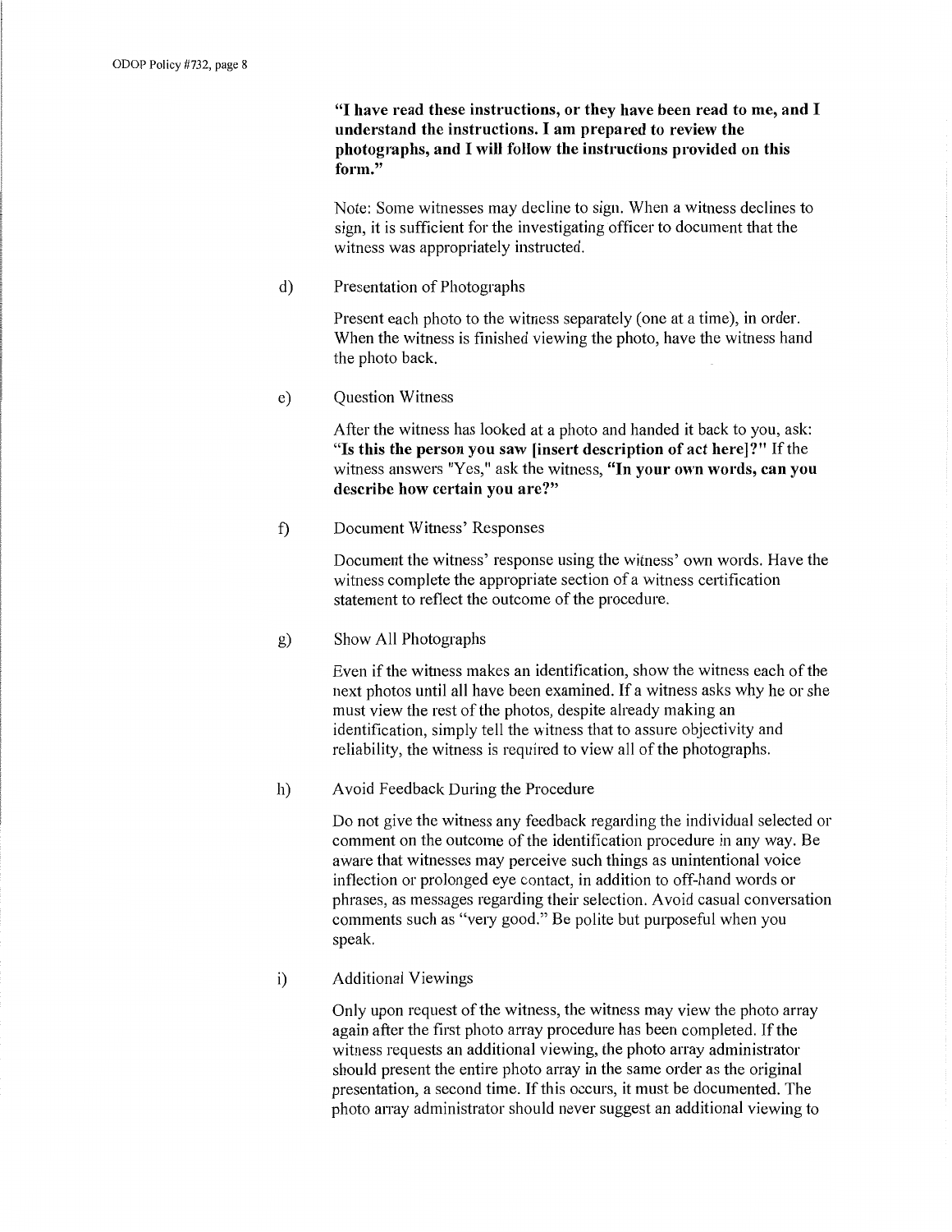**"I have read these instructions, or they have been read to me, and I understand the instructions. I am prepared to review the photographs, and I will follow the instructions provided on this form."**

Note: Some witnesses may decline to sign. When a witness declines to sign, it is sufficient for the investigating officer to document that the witness was appropriately instructed.

d) Presentation of Photographs

Present each photo to the witness separately (one at a time), in order. When the witness is finished viewing the photo, have the witness hand the photo back.

e) Question Witness

After the witness has looked at a photo and handed it back to you, ask: **"Is this the person you saw [insert description of act here]?"** If the witness answers "Yes," ask the witness, **"In your own words, can you describe how certain you are?"**

f) Document Witness' Responses

Document the witness' response using the witness' own words. Have the witness complete the appropriate section of a witness certification statement to reflect the outcome of the procedure.

g) Show All Photographs

Even if the witness makes an identification, show the witness each of the next photos until all have been examined. If a witness asks why he or she must view the rest of the photos, despite already making an identification, simply tell the witness that to assure objectivity and reliability, the witness is required to view all of the photographs.

h) Avoid Feedback During the Procedure

Do not give the witness any feedback regarding the individual selected or comment on the outcome of the identification procedure in any way. Be aware that witnesses may perceive such things as unintentional voice inflection or prolonged eye contact, in addition to off-hand words or phrases, as messages regarding their selection. Avoid casual conversation comments such as "very good." Be polite but purposeful when you speak.

i) Additional Viewings

Only upon request of the witness, the witness may view the photo array again after the first photo array procedure has been completed. If the witness requests an additional viewing, the photo array administrator should present the entire photo array in the same order as the original presentation, a second time. If this occurs, it must be documented. The photo array administrator should never suggest an additional viewing to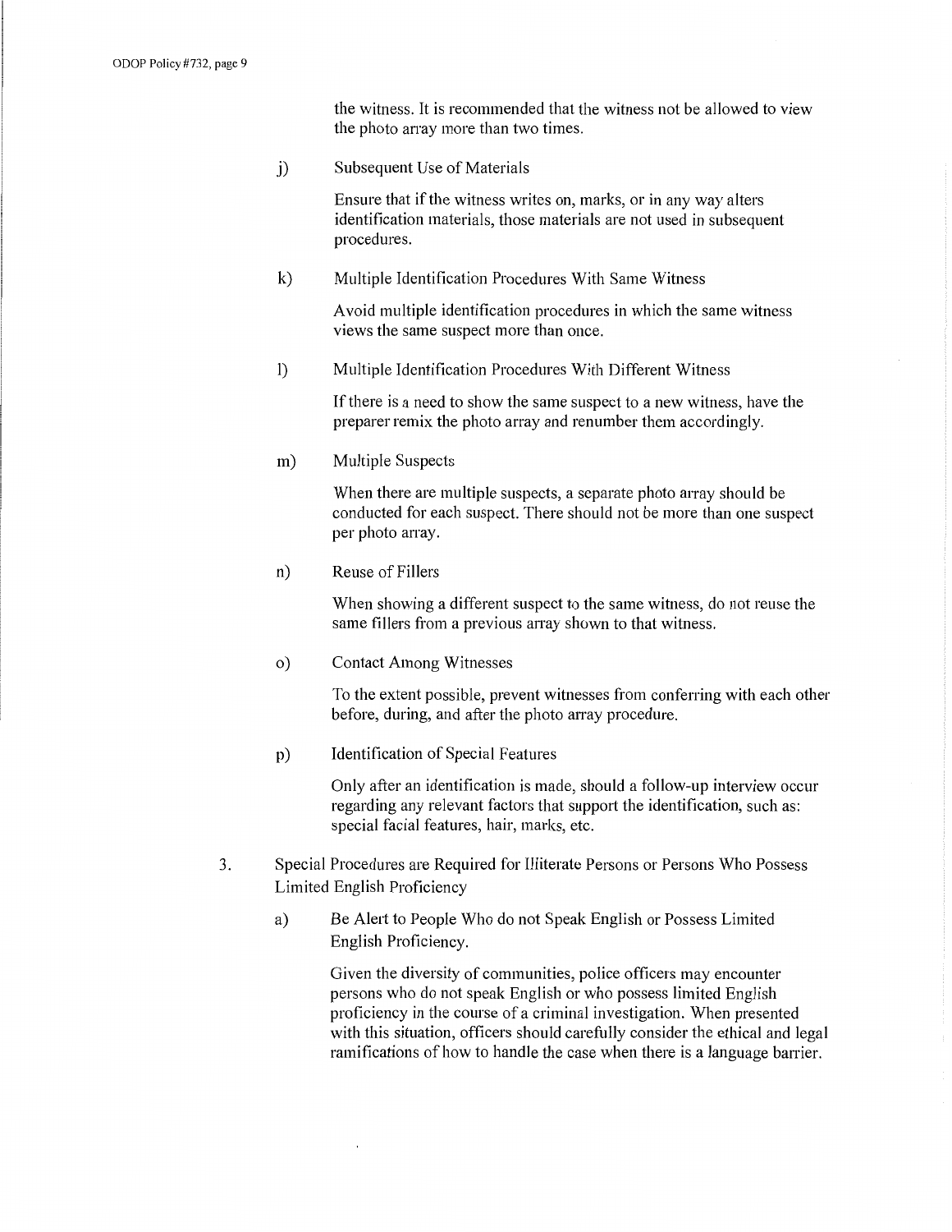the witness. It is recommended that the witness not be allowed to view the photo array more than two times.

j) Subsequent Use of Materials

Ensure that if the witness writes on, marks, or in any way alters identification materials, those materials are not used in subsequent procedures.

k) Multiple Identification Procedures With Same Witness

Avoid multiple identification procedures in which the same witness views the same suspect more than once.

l) Multiple Identification Procedures With Different Witness

If there is a need to show the same suspect to a new witness, have the preparer remix the photo array and renumber them accordingly.

m) Multiple Suspects

When there are multiple suspects, a separate photo array should be conducted for each suspect. There should not be more than one suspect per photo array.

n) Reuse of Fillers

When showing a different suspect to the same witness, do not reuse the same fillers from a previous array shown to that witness.

o) Contact Among Witnesses

To the extent possible, prevent witnesses from conferring with each other before, during, and after the photo array procedure.

p) Identification of Special Features

Only after an identification is made, should a follow-up interview occur regarding any relevant factors that support the identification, such as: special facial features, hair, marks, etc.

3. Special Procedures are Required for Illiterate Persons or Persons Who Possess Limited English Proficiency

a) Be Alert to People Who do not Speak English or Possess Limited English Proficiency.

Given the diversity of communities, police officers may encounter persons who do not speak English or who possess limited English proficiency in the course of a criminal investigation. When presented with this situation, officers should carefully consider the ethical and legal ramifications of how to handle the case when there is a language barrier.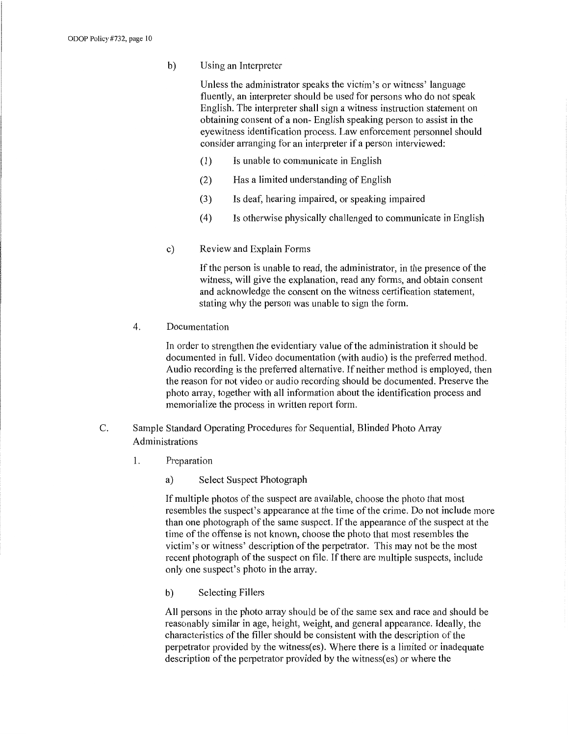b) Using an Interpreter

Unless the administrator speaks the victim's or witness' language fluently, an interpreter should be used for persons who do not speak English. The interpreter shall sign a witness instruction statement on obtaining consent of a non- English speaking person to assist in the eyewitness identification process. Law enforcement personnel should consider arranging for an interpreter if a person interviewed:

(1) Is unable to communicate in English

(2) Has a limited understanding of English

(3) Is deaf, hearing impaired, or speaking impaired

(4) Is otherwise physically challenged to communicate in English

c) Review and Explain Forms

If the person is unable to read, the administrator, in the presence of the witness, will give the explanation, read any forms, and obtain consent and acknowledge the consent on the witness certification statement, stating why the person was unable to sign the form.

4. Documentation

In order to strengthen the evidentiary value of the administration it should be documented in full. Video documentation (with audio) is the preferred method. Audio recording is the preferred alternative. If neither method is employed, then the reason for not video or audio recording should be documented. Preserve the photo array, together with all information about the identification process and memorialize the process in written report form.

C. Sample Standard Operating Procedures for Sequential, Blinded Photo Array Administrations

1. Preparation

a) Select Suspect Photograph

If multiple photos of the suspect are available, choose the photo that most resembles the suspect's appearance at the time of the crime. Do not include more than one photograph of the same suspect. If the appearance of the suspect at the time of the offense is not known, choose the photo that most resembles the victim's or witness' description of the perpetrator. This may not be the most recent photograph of the suspect on file. If there are multiple suspects, include only one suspect's photo in the array.

b) Selecting Fillers

All persons in the photo array should be of the same sex and race and should be reasonably similar in age, height, weight, and general appearance. Ideally, the characteristics of the filler should be consistent with the description of the perpetrator provided by the witness(es). Where there is a limited or inadequate description of the perpetrator provided by the witness(es) or where the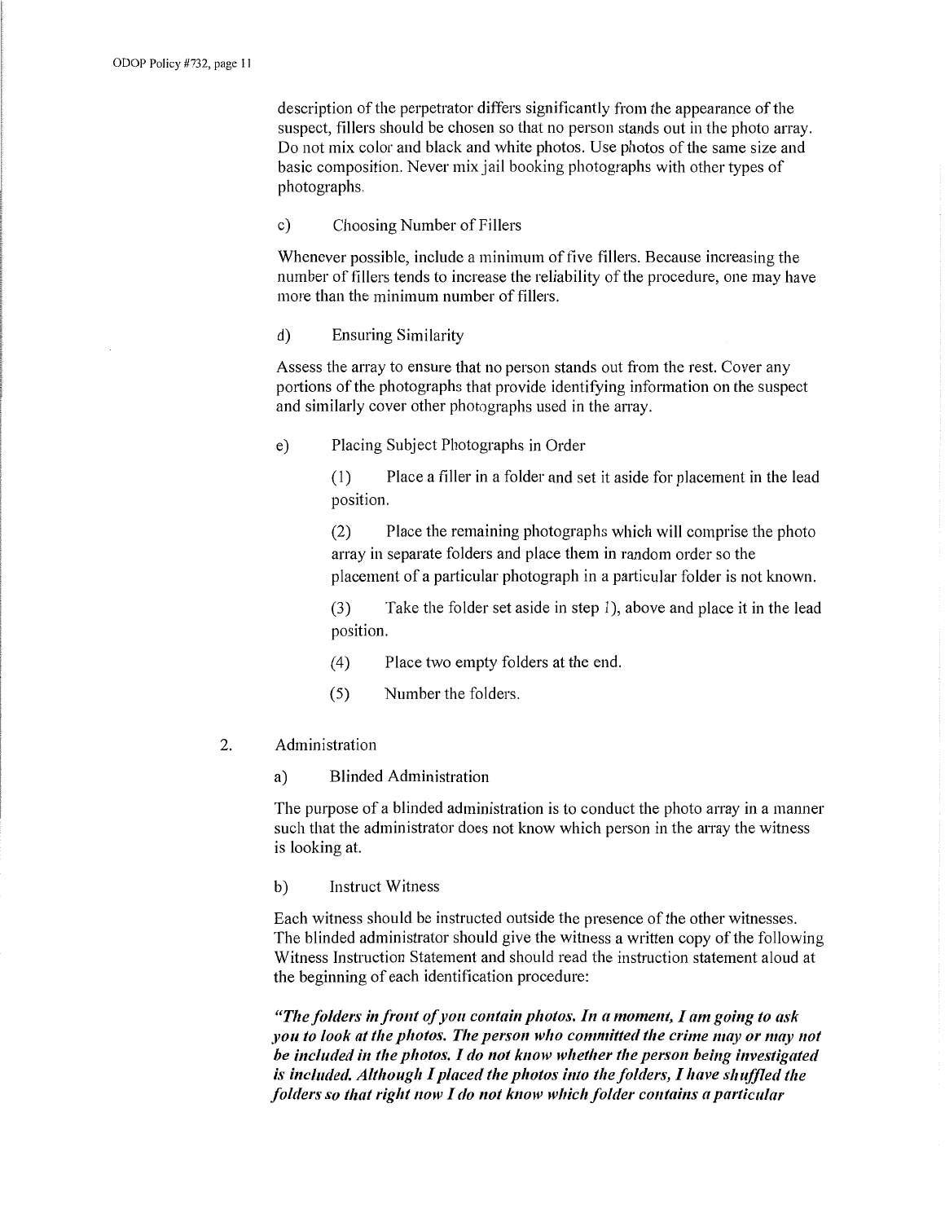description of the perpetrator differs significantly from the appearance of the suspect, fillers should be chosen so that no person stands out in the photo array. Do not mix color and black and white photos. Use photos of the same size and basic composition. Never mix jail booking photographs with other types of photographs.

c) Choosing Number of Fillers

Whenever possible, include a minimum of five fillers. Because increasing the number of fillers tends to increase the reliability of the procedure, one may have more than the minimum number of fillers.

d) Ensuring Similarity

Assess the array to ensure that no person stands out from the rest. Cover any portions of the photographs that provide identifying information on the suspect and similarly cover other photographs used in the array.

e) Placing Subject Photographs in Order

(1) Place a filler in a folder and set it aside for placement in the lead position.

(2) Place the remaining photographs which will comprise the photo array in separate folders and place them in random order so the placement of a particular photograph in a particular folder is not known.

(3) Take the folder set aside in step 1), above and place it in the lead position.

(4) Place two empty folders at the end.

(5) Number the folders.

2. Administration

a) Blinded Administration

The purpose of a blinded administration is to conduct the photo array in a manner such that the administrator does not know which person in the array the witness is looking at.

b) Instruct Witness

Each witness should be instructed outside the presence of the other witnesses. The blinded administrator should give the witness a written copy of the following Witness Instruction Statement and should read the instruction statement aloud at the beginning of each identification procedure:

***"The folders in front of you contain photos. In a moment, I am going to ask you to look at the photos. The person who committed the crime may or may not be included in the photos. I do not know whether the person being investigated is included. Although I placed the photos into the folders, I have shuffled the folders so that right now I do not know which folder contains a particular***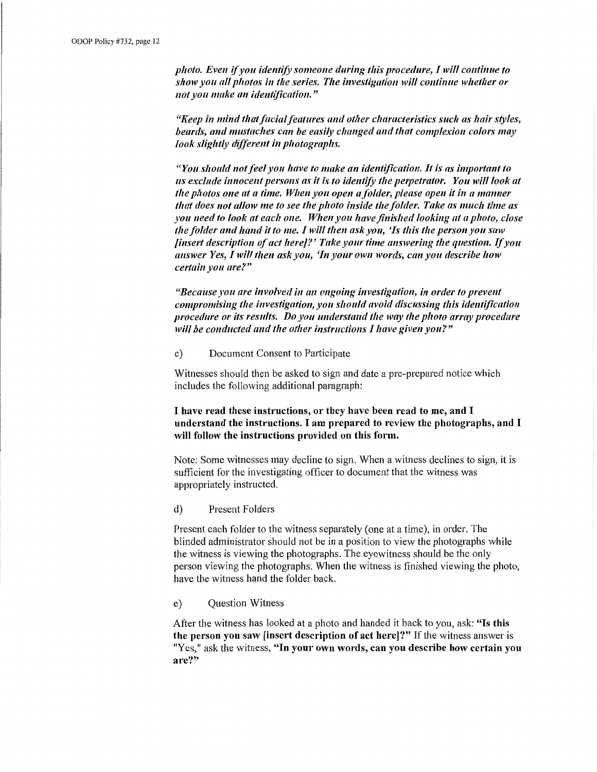*photo. Even if you identify someone during this procedure, I will continue to show you all photos in the series. The investigation will continue whether or not you make an identification."*

*"Keep in mind that facial features and other characteristics such as hair styles, beards, and mustaches can be easily changed and that complexion colors may look slightly different in photographs.*

*"You should not feel you have to make an identification. It is as important to us exclude innocent persons as it is to identify the perpetrator. You will look at the photos one at a time. When you open a folder, please open it in a manner that does not allow me to see the photo inside the folder. Take as much time as you need to look at each one. When you have finished looking at a photo, close the folder and hand it to me. I will then ask you, 'Is this the person you saw [insert description of act here]?' Take your time answering the question. If you answer Yes, I will then ask you, 'In your own words, can you describe how certain you are?"*

*"Because you are involved in an ongoing investigation, in order to prevent compromising the investigation, you should avoid discussing this identification procedure or its results. Do you understand the way the photo array procedure will be conducted and the other instructions I have given you?"*

c) Document Consent to Participate

Witnesses should then be asked to sign and date a pre-prepared notice which includes the following additional paragraph:

**I have read these instructions, or they have been read to me, and I understand the instructions. I am prepared to review the photographs, and I will follow the instructions provided on this form.**

Note: Some witnesses may decline to sign. When a witness declines to sign, it is sufficient for the investigating officer to document that the witness was appropriately instructed.

d) Present Folders

Present each folder to the witness separately (one at a time), in order. The blinded administrator should not be in a position to view the photographs while the witness is viewing the photographs. The eyewitness should be the only person viewing the photographs. When the witness is finished viewing the photo, have the witness hand the folder back.

e) Question Witness

After the witness has looked at a photo and handed it back to you, ask: **"Is this the person you saw [insert description of act here]?"** If the witness answer is "Yes," ask the witness, **"In your own words, can you describe how certain you are?"**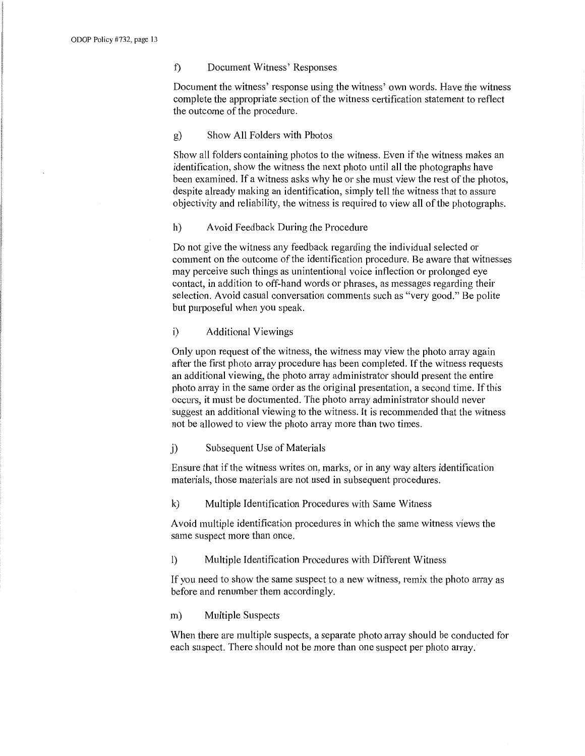f) Document Witness' Responses

Document the witness' response using the witness' own words. Have the witness complete the appropriate section of the witness certification statement to reflect the outcome of the procedure.

g) Show All Folders with Photos

Show all folders containing photos to the witness. Even if the witness makes an identification, show the witness the next photo until all the photographs have been examined. If a witness asks why he or she must view the rest of the photos, despite already making an identification, simply tell the witness that to assure objectivity and reliability, the witness is required to view all of the photographs.

h) Avoid Feedback During the Procedure

Do not give the witness any feedback regarding the individual selected or comment on the outcome of the identification procedure. Be aware that witnesses may perceive such things as unintentional voice inflection or prolonged eye contact, in addition to off-hand words or phrases, as messages regarding their selection. Avoid casual conversation comments such as "very good." Be polite but purposeful when you speak.

i) Additional Viewings

Only upon request of the witness, the witness may view the photo array again after the first photo array procedure has been completed. If the witness requests an additional viewing, the photo array administrator should present the entire photo array in the same order as the original presentation, a second time. If this occurs, it must be documented. The photo array administrator should never suggest an additional viewing to the witness. It is recommended that the witness not be allowed to view the photo array more than two times.

j) Subsequent Use of Materials

Ensure that if the witness writes on, marks, or in any way alters identification materials, those materials are not used in subsequent procedures.

k) Multiple Identification Procedures with Same Witness

Avoid multiple identification procedures in which the same witness views the same suspect more than once.

l) Multiple Identification Procedures with Different Witness

If you need to show the same suspect to a new witness, remix the photo array as before and renumber them accordingly.

m) Multiple Suspects

When there are multiple suspects, a separate photo array should be conducted for each suspect. There should not be more than one suspect per photo array.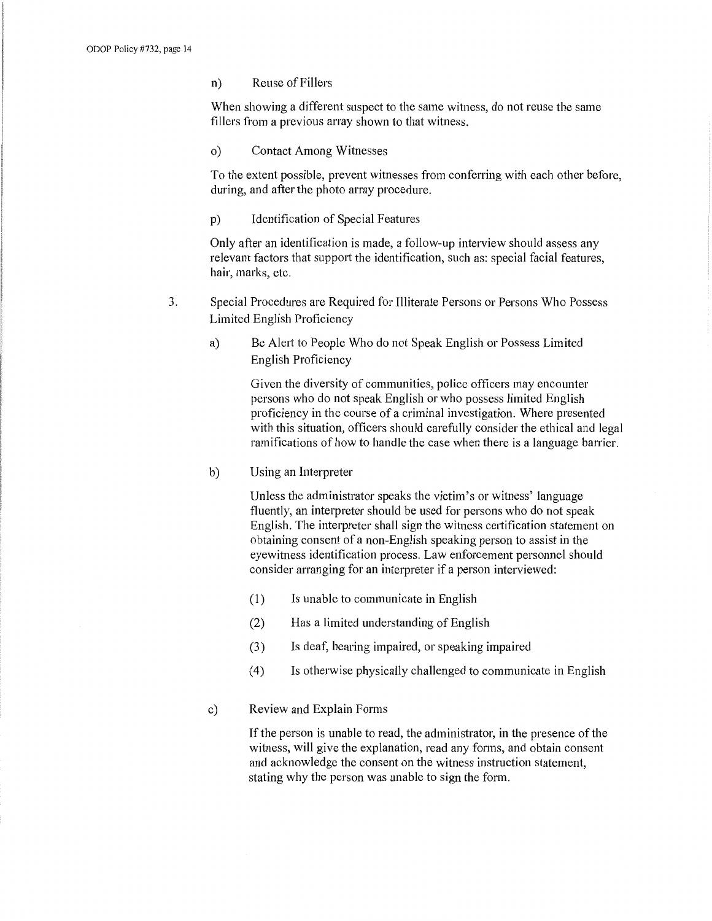n) Reuse of Fillers

When showing a different suspect to the same witness, do not reuse the same fillers from a previous array shown to that witness.

o) Contact Among Witnesses

To the extent possible, prevent witnesses from conferring with each other before, during, and after the photo array procedure.

p) Identification of Special Features

Only after an identification is made, a follow-up interview should assess any relevant factors that support the identification, such as: special facial features, hair, marks, etc.

3. Special Procedures are Required for Illiterate Persons or Persons Who Possess Limited English Proficiency

a) Be Alert to People Who do not Speak English or Possess Limited English Proficiency

Given the diversity of communities, police officers may encounter persons who do not speak English or who possess limited English proficiency in the course of a criminal investigation. Where presented with this situation, officers should carefully consider the ethical and legal ramifications of how to handle the case when there is a language barrier.

b) Using an Interpreter

Unless the administrator speaks the victim's or witness' language fluently, an interpreter should be used for persons who do not speak English. The interpreter shall sign the witness certification statement on obtaining consent of a non-English speaking person to assist in the eyewitness identification process. Law enforcement personnel should consider arranging for an interpreter if a person interviewed:

(1) Is unable to communicate in English

(2) Has a limited understanding of English

(3) Is deaf, hearing impaired, or speaking impaired

(4) Is otherwise physically challenged to communicate in English

c) Review and Explain Forms

If the person is unable to read, the administrator, in the presence of the witness, will give the explanation, read any forms, and obtain consent and acknowledge the consent on the witness instruction statement, stating why the person was unable to sign the form.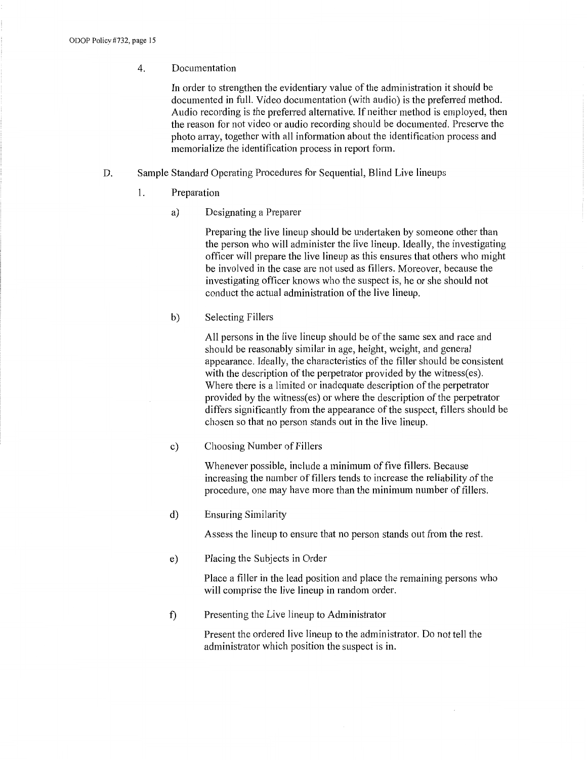4. Documentation

In order to strengthen the evidentiary value of the administration it should be documented in full. Video documentation (with audio) is the preferred method. Audio recording is the preferred alternative. If neither method is employed, then the reason for not video or audio recording should be documented. Preserve the photo array, together with all information about the identification process and memorialize the identification process in report form.

D. Sample Standard Operating Procedures for Sequential, Blind Live lineups

1. Preparation

a) Designating a Preparer

Preparing the live lineup should be undertaken by someone other than the person who will administer the live lineup. Ideally, the investigating officer will prepare the live lineup as this ensures that others who might be involved in the case are not used as fillers. Moreover, because the investigating officer knows who the suspect is, he or she should not conduct the actual administration of the live lineup.

b) Selecting Fillers

All persons in the live lineup should be of the same sex and race and should be reasonably similar in age, height, weight, and general appearance. Ideally, the characteristics of the filler should be consistent with the description of the perpetrator provided by the witness(es). Where there is a limited or inadequate description of the perpetrator provided by the witness(es) or where the description of the perpetrator differs significantly from the appearance of the suspect, fillers should be chosen so that no person stands out in the live lineup.

c) Choosing Number of Fillers

Whenever possible, include a minimum of five fillers. Because increasing the number of fillers tends to increase the reliability of the procedure, one may have more than the minimum number of fillers.

d) Ensuring Similarity

Assess the lineup to ensure that no person stands out from the rest.

e) Placing the Subjects in Order

Place a filler in the lead position and place the remaining persons who will comprise the live lineup in random order.

f) Presenting the Live lineup to Administrator

Present the ordered live lineup to the administrator. Do not tell the administrator which position the suspect is in.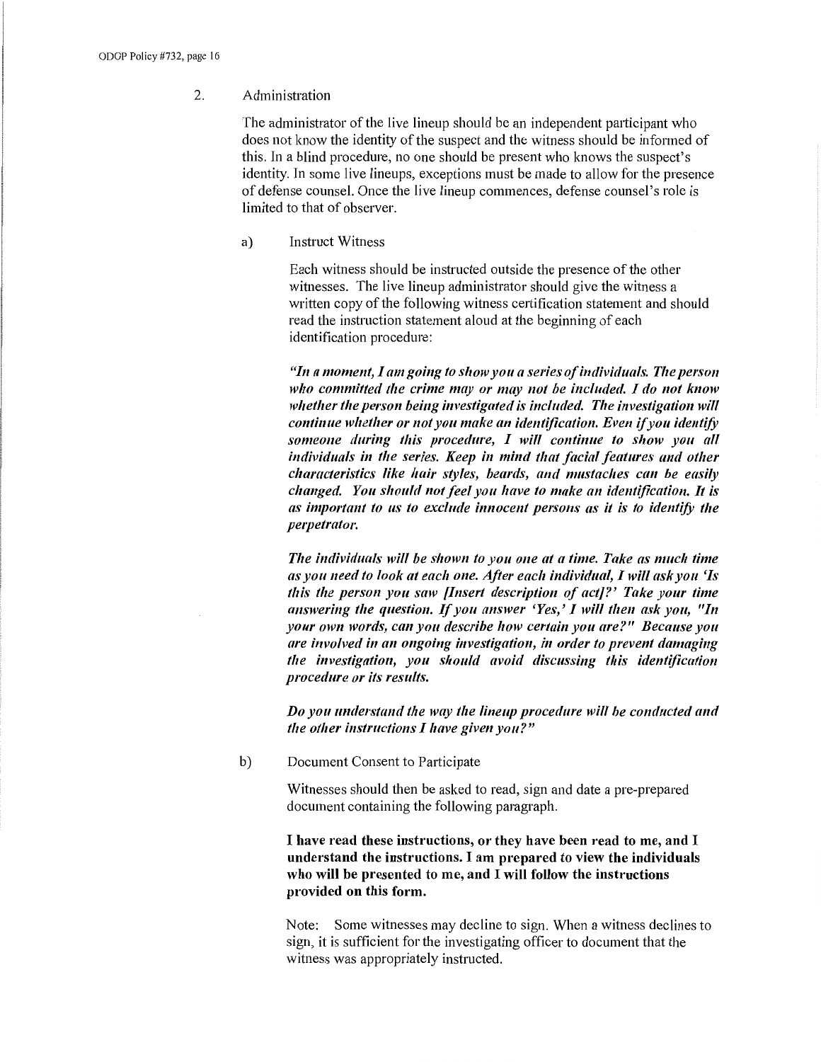2. Administration

The administrator of the live lineup should be an independent participant who does not know the identity of the suspect and the witness should be informed of this. In a blind procedure, no one should be present who knows the suspect's identity. In some live lineups, exceptions must be made to allow for the presence of defense counsel. Once the live lineup commences, defense counsel's role is limited to that of observer.

a) Instruct Witness

Each witness should be instructed outside the presence of the other witnesses. The live lineup administrator should give the witness a written copy of the following witness certification statement and should read the instruction statement aloud at the beginning of each identification procedure:

***"In a moment, I am going to show you a series of individuals. The person who committed the crime may or may not be included. I do not know whether the person being investigated is included. The investigation will continue whether or not you make an identification. Even if you identify someone during this procedure, I will continue to show you all individuals in the series. Keep in mind that facial features and other characteristics like hair styles, beards, and mustaches can be easily changed. You should not feel you have to make an identification. It is as important to us to exclude innocent persons as it is to identify the perpetrator.***

***The individuals will be shown to you one at a time. Take as much time as you need to look at each one. After each individual, I will ask you 'Is this the person you saw [Insert description of act]?' Take your time answering the question. If you answer 'Yes,' I will then ask you, "In your own words, can you describe how certain you are?" Because you are involved in an ongoing investigation, in order to prevent damaging the investigation, you should avoid discussing this identification procedure or its results.***

***Do you understand the way the lineup procedure will be conducted and the other instructions I have given you?"***

b) Document Consent to Participate

Witnesses should then be asked to read, sign and date a pre-prepared document containing the following paragraph.

**I have read these instructions, or they have been read to me, and I understand the instructions. I am prepared to view the individuals who will be presented to me, and I will follow the instructions provided on this form.**

Note: Some witnesses may decline to sign. When a witness declines to sign, it is sufficient for the investigating officer to document that the witness was appropriately instructed.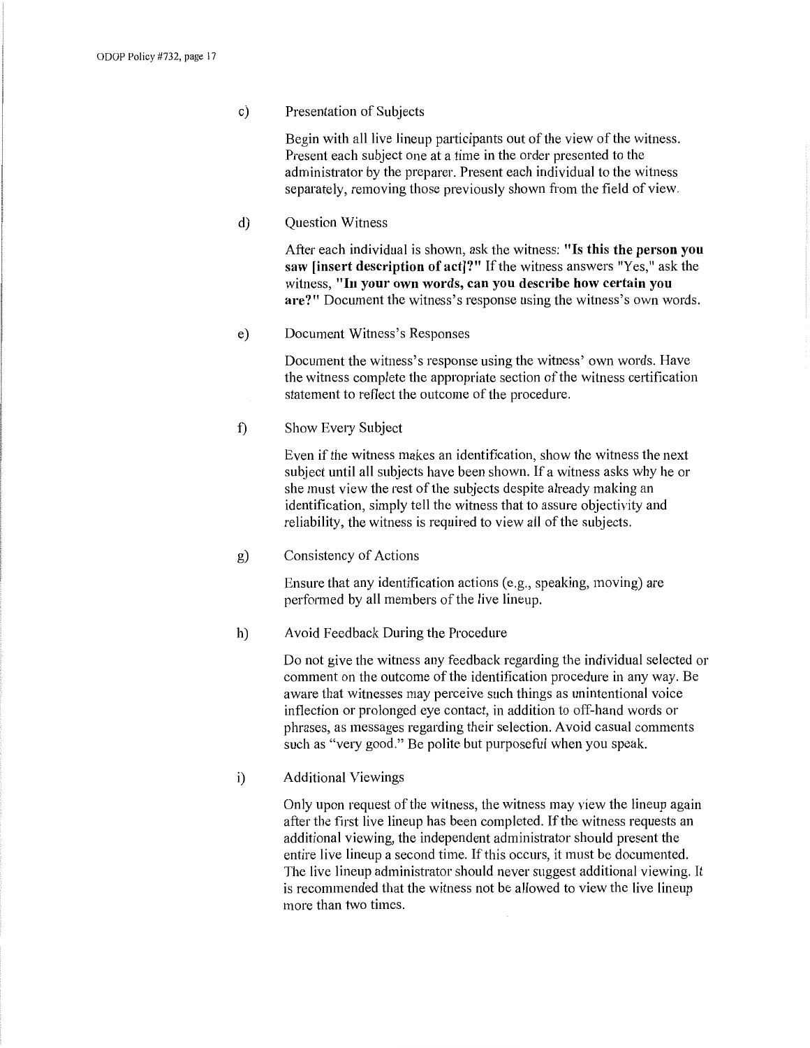c) Presentation of Subjects

Begin with all live lineup participants out of the view of the witness. Present each subject one at a time in the order presented to the administrator by the preparer. Present each individual to the witness separately, removing those previously shown from the field of view.

d) Question Witness

After each individual is shown, ask the witness: **"Is this the person you saw [insert description of act]?"** If the witness answers "Yes," ask the witness, **"In your own words, can you describe how certain you are?"** Document the witness's response using the witness's own words.

e) Document Witness's Responses

Document the witness's response using the witness' own words. Have the witness complete the appropriate section of the witness certification statement to reflect the outcome of the procedure.

f) Show Every Subject

Even if the witness makes an identification, show the witness the next subject until all subjects have been shown. If a witness asks why he or she must view the rest of the subjects despite already making an identification, simply tell the witness that to assure objectivity and reliability, the witness is required to view all of the subjects.

g) Consistency of Actions

Ensure that any identification actions (e.g., speaking, moving) are performed by all members of the live lineup.

h) Avoid Feedback During the Procedure

Do not give the witness any feedback regarding the individual selected or comment on the outcome of the identification procedure in any way. Be aware that witnesses may perceive such things as unintentional voice inflection or prolonged eye contact, in addition to off-hand words or phrases, as messages regarding their selection. Avoid casual comments such as "very good." Be polite but purposeful when you speak.

i) Additional Viewings

Only upon request of the witness, the witness may view the lineup again after the first live lineup has been completed. If the witness requests an additional viewing, the independent administrator should present the entire live lineup a second time. If this occurs, it must be documented. The live lineup administrator should never suggest additional viewing. It is recommended that the witness not be allowed to view the live lineup more than two times.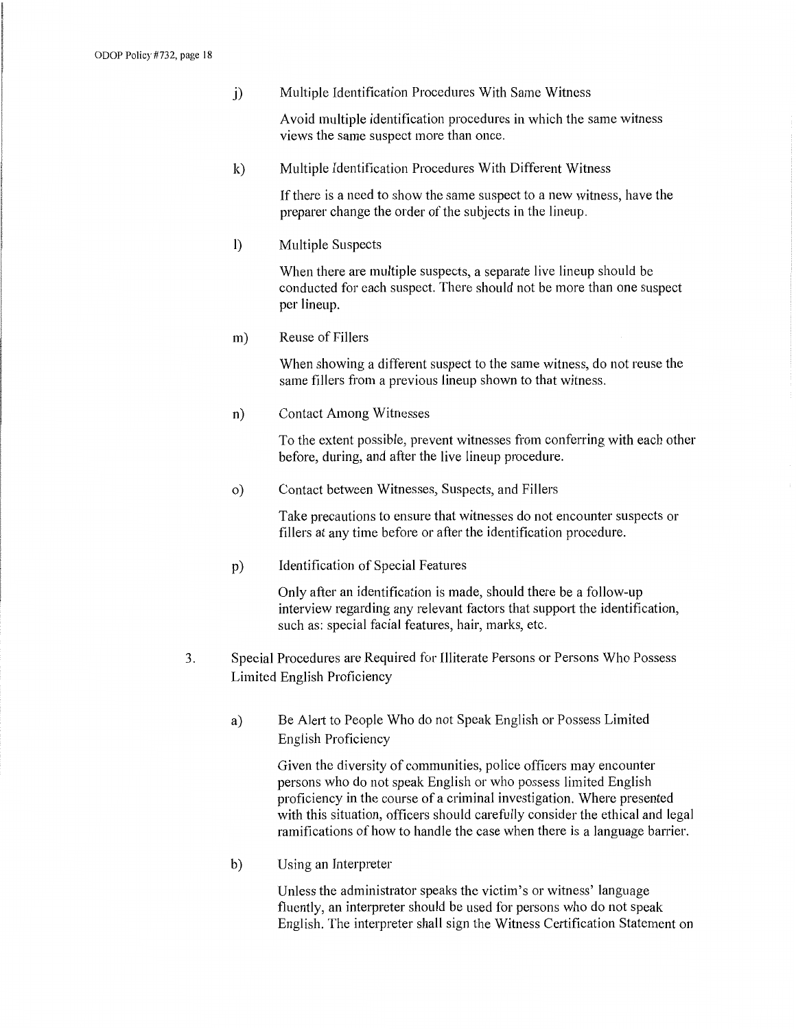j) Multiple Identification Procedures With Same Witness

Avoid multiple identification procedures in which the same witness views the same suspect more than once.

k) Multiple Identification Procedures With Different Witness

If there is a need to show the same suspect to a new witness, have the preparer change the order of the subjects in the lineup.

l) Multiple Suspects

When there are multiple suspects, a separate live lineup should be conducted for each suspect. There should not be more than one suspect per lineup.

m) Reuse of Fillers

When showing a different suspect to the same witness, do not reuse the same fillers from a previous lineup shown to that witness.

n) Contact Among Witnesses

To the extent possible, prevent witnesses from conferring with each other before, during, and after the live lineup procedure.

o) Contact between Witnesses, Suspects, and Fillers

Take precautions to ensure that witnesses do not encounter suspects or fillers at any time before or after the identification procedure.

p) Identification of Special Features

Only after an identification is made, should there be a follow-up interview regarding any relevant factors that support the identification, such as: special facial features, hair, marks, etc.

3. Special Procedures are Required for Illiterate Persons or Persons Who Possess Limited English Proficiency

a) Be Alert to People Who do not Speak English or Possess Limited English Proficiency

Given the diversity of communities, police officers may encounter persons who do not speak English or who possess limited English proficiency in the course of a criminal investigation. Where presented with this situation, officers should carefully consider the ethical and legal ramifications of how to handle the case when there is a language barrier.

b) Using an Interpreter

Unless the administrator speaks the victim's or witness' language fluently, an interpreter should be used for persons who do not speak English. The interpreter shall sign the Witness Certification Statement on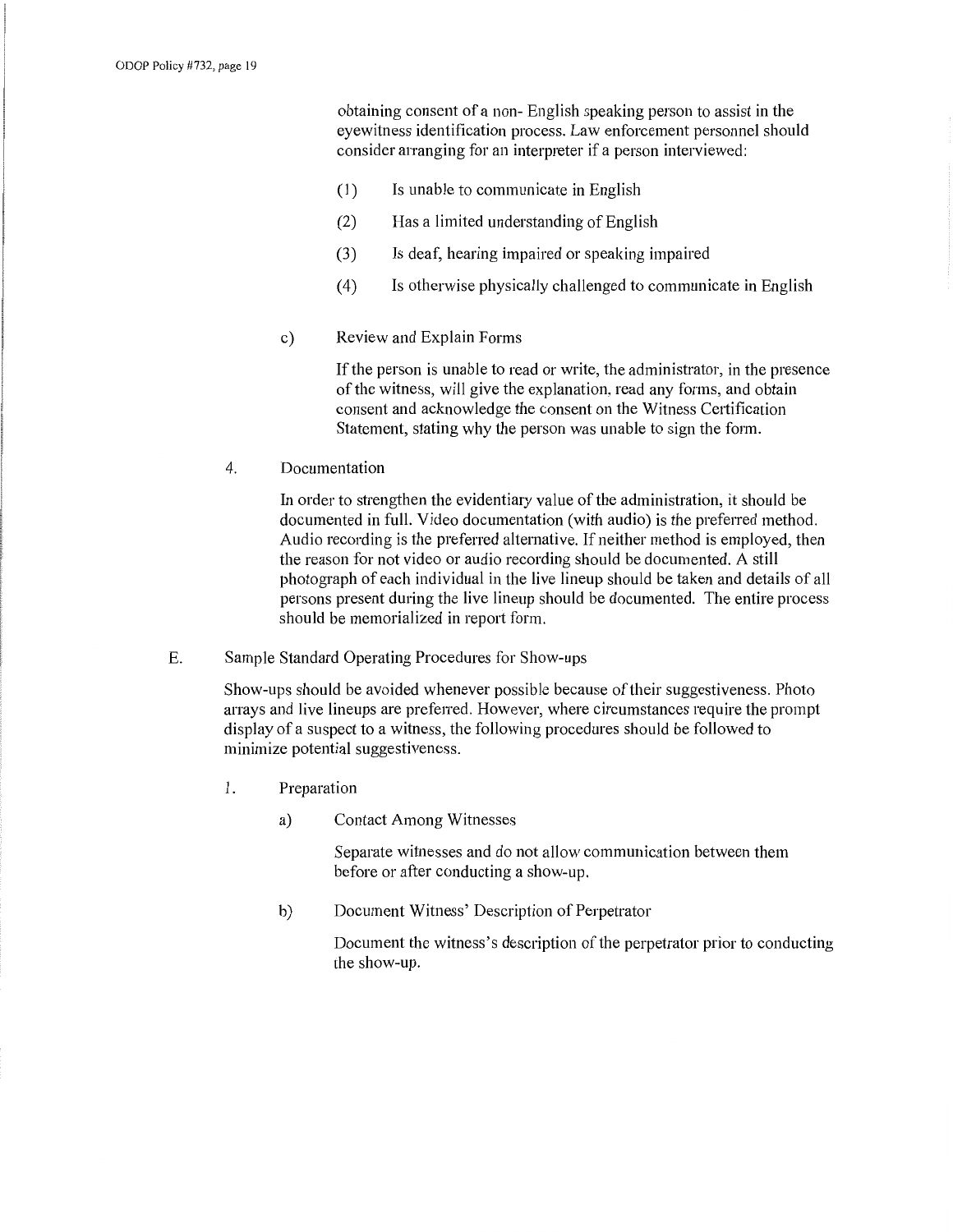obtaining consent of a non- English speaking person to assist in the eyewitness identification process. Law enforcement personnel should consider arranging for an interpreter if a person interviewed:

(1) Is unable to communicate in English

(2) Has a limited understanding of English

(3) Is deaf, hearing impaired or speaking impaired

(4) Is otherwise physically challenged to communicate in English

c) Review and Explain Forms

If the person is unable to read or write, the administrator, in the presence of the witness, will give the explanation, read any forms, and obtain consent and acknowledge the consent on the Witness Certification Statement, stating why the person was unable to sign the form.

4. Documentation

In order to strengthen the evidentiary value of the administration, it should be documented in full. Video documentation (with audio) is the preferred method. Audio recording is the preferred alternative. If neither method is employed, then the reason for not video or audio recording should be documented. A still photograph of each individual in the live lineup should be taken and details of all persons present during the live lineup should be documented. The entire process should be memorialized in report form.

E. Sample Standard Operating Procedures for Show-ups

Show-ups should be avoided whenever possible because of their suggestiveness. Photo arrays and live lineups are preferred. However, where circumstances require the prompt display of a suspect to a witness, the following procedures should be followed to minimize potential suggestiveness.

1. Preparation

a) Contact Among Witnesses

Separate witnesses and do not allow communication between them before or after conducting a show-up.

b) Document Witness' Description of Perpetrator

Document the witness's description of the perpetrator prior to conducting the show-up.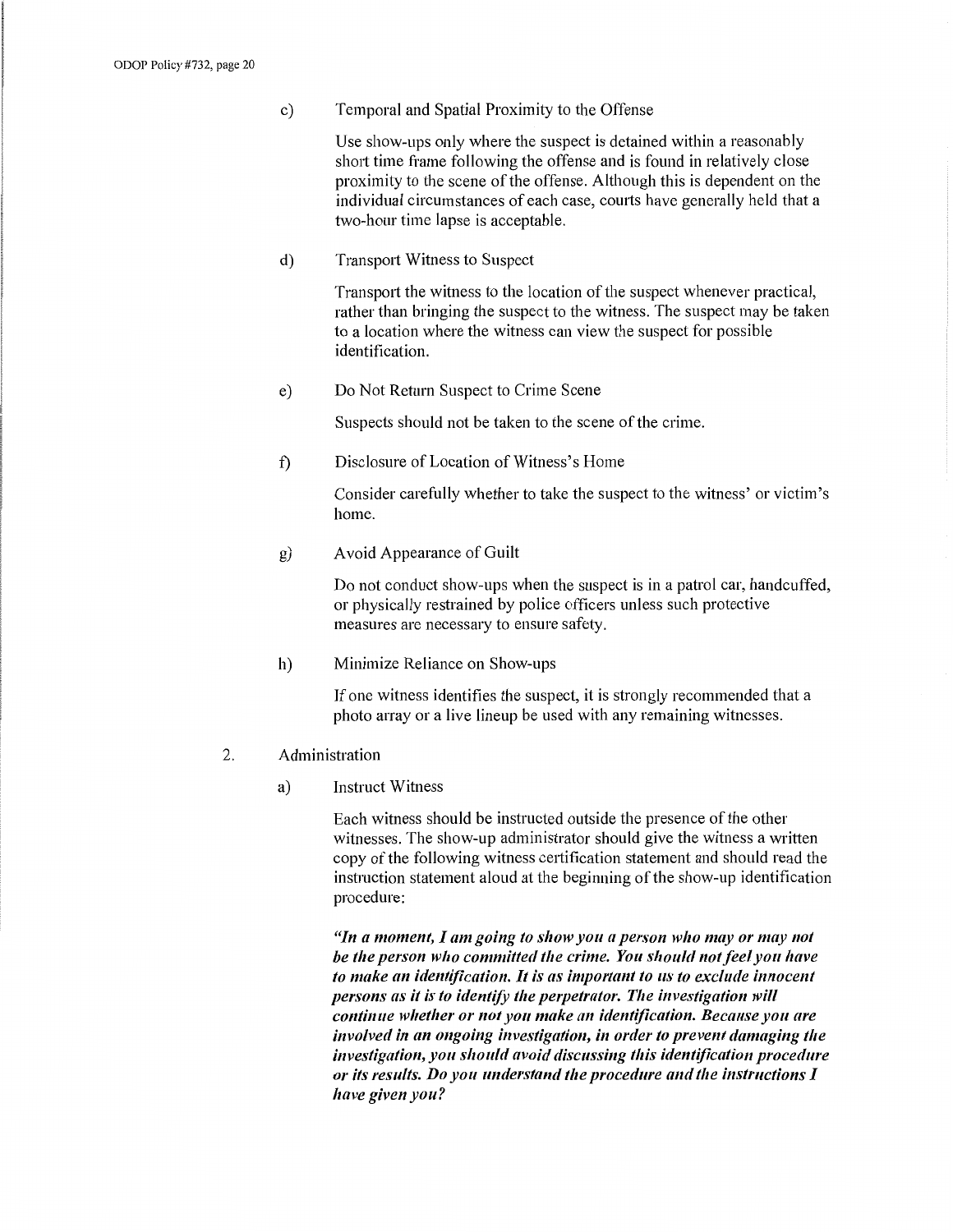c) Temporal and Spatial Proximity to the Offense

Use show-ups only where the suspect is detained within a reasonably short time frame following the offense and is found in relatively close proximity to the scene of the offense. Although this is dependent on the individual circumstances of each case, courts have generally held that a two-hour time lapse is acceptable.

d) Transport Witness to Suspect

Transport the witness to the location of the suspect whenever practical, rather than bringing the suspect to the witness. The suspect may be taken to a location where the witness can view the suspect for possible identification.

e) Do Not Return Suspect to Crime Scene

Suspects should not be taken to the scene of the crime.

f) Disclosure of Location of Witness's Home

Consider carefully whether to take the suspect to the witness' or victim's home.

g) Avoid Appearance of Guilt

Do not conduct show-ups when the suspect is in a patrol car, handcuffed, or physically restrained by police officers unless such protective measures are necessary to ensure safety.

h) Minimize Reliance on Show-ups

If one witness identifies the suspect, it is strongly recommended that a photo array or a live lineup be used with any remaining witnesses.

2. Administration

a) Instruct Witness

Each witness should be instructed outside the presence of the other witnesses. The show-up administrator should give the witness a written copy of the following witness certification statement and should read the instruction statement aloud at the beginning of the show-up identification procedure:

***"In a moment, I am going to show you a person who may or may not be the person who committed the crime. You should not feel you have to make an identification. It is as important to us to exclude innocent persons as it is to identify the perpetrator. The investigation will continue whether or not you make an identification. Because you are involved in an ongoing investigation, in order to prevent damaging the investigation, you should avoid discussing this identification procedure or its results. Do you understand the procedure and the instructions I have given you?***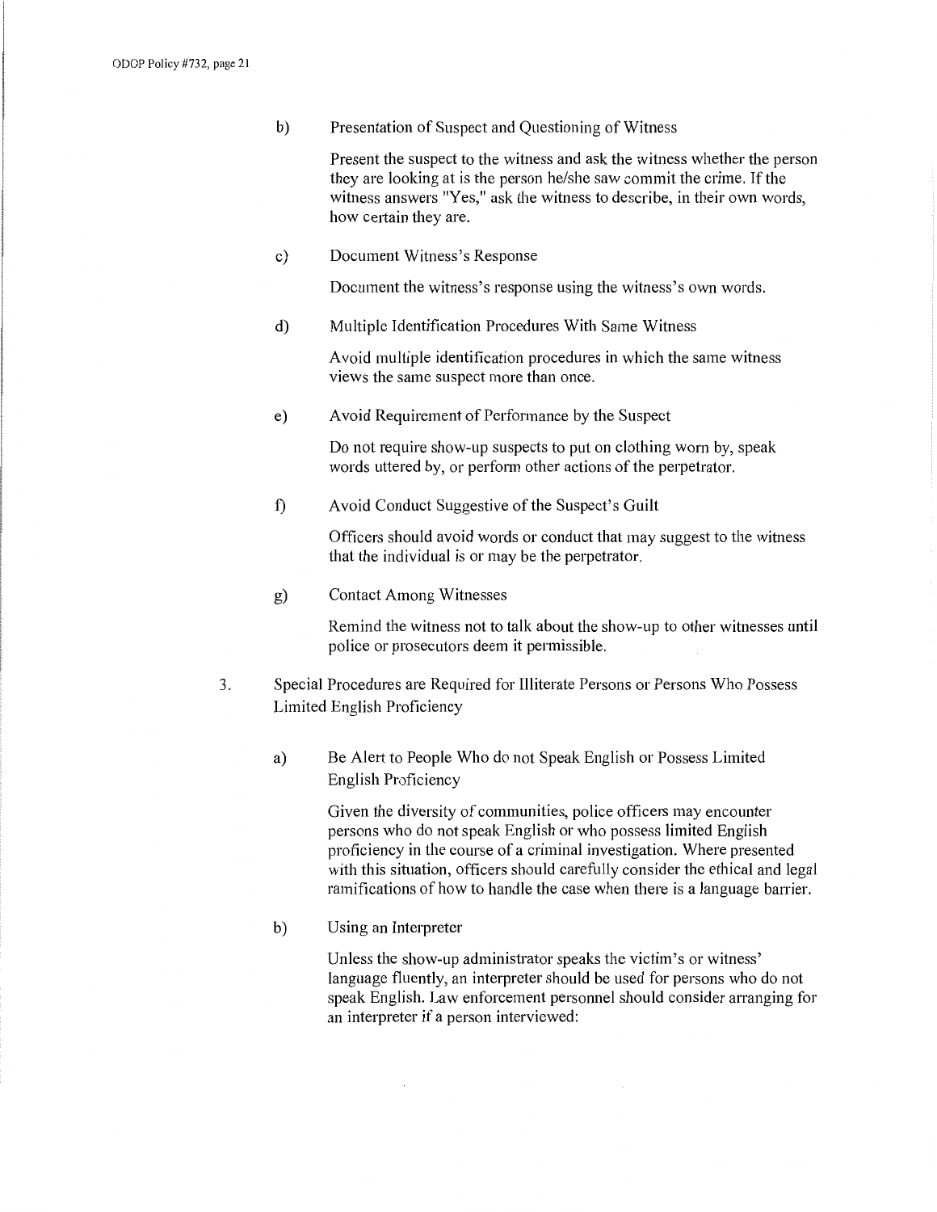b) Presentation of Suspect and Questioning of Witness

   Present the suspect to the witness and ask the witness whether the person they are looking at is the person he/she saw commit the crime. If the witness answers "Yes," ask the witness to describe, in their own words, how certain they are.

c) Document Witness's Response

   Document the witness's response using the witness's own words.

d) Multiple Identification Procedures With Same Witness

   Avoid multiple identification procedures in which the same witness views the same suspect more than once.

e) Avoid Requirement of Performance by the Suspect

   Do not require show-up suspects to put on clothing worn by, speak words uttered by, or perform other actions of the perpetrator.

f) Avoid Conduct Suggestive of the Suspect's Guilt

   Officers should avoid words or conduct that may suggest to the witness that the individual is or may be the perpetrator.

g) Contact Among Witnesses

   Remind the witness not to talk about the show-up to other witnesses until police or prosecutors deem it permissible.

3. Special Procedures are Required for Illiterate Persons or Persons Who Possess Limited English Proficiency

   a) Be Alert to People Who do not Speak English or Possess Limited English Proficiency

      Given the diversity of communities, police officers may encounter persons who do not speak English or who possess limited English proficiency in the course of a criminal investigation. Where presented with this situation, officers should carefully consider the ethical and legal ramifications of how to handle the case when there is a language barrier.

   b) Using an Interpreter

      Unless the show-up administrator speaks the victim's or witness' language fluently, an interpreter should be used for persons who do not speak English. Law enforcement personnel should consider arranging for an interpreter if a person interviewed: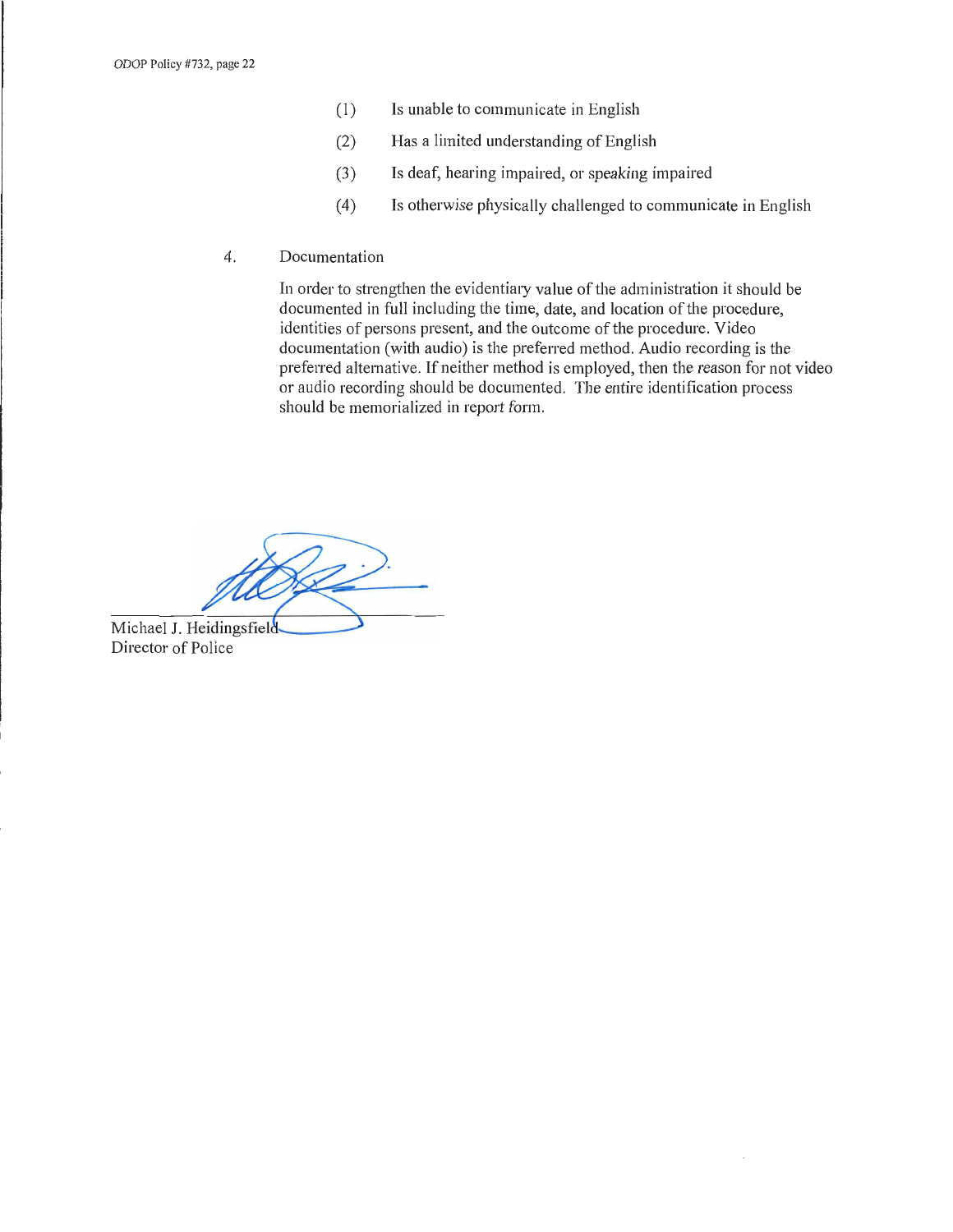(1) Is unable to communicate in English

(2) Has a limited understanding of English

(3) Is deaf, hearing impaired, or speaking impaired

(4) Is otherwise physically challenged to communicate in English

4. Documentation

In order to strengthen the evidentiary value of the administration it should be documented in full including the time, date, and location of the procedure, identities of persons present, and the outcome of the procedure. Video documentation (with audio) is the preferred method. Audio recording is the preferred alternative. If neither method is employed, then the reason for not video or audio recording should be documented. The entire identification process should be memorialized in report form.

Michael J. Heidingsfield
Director of Police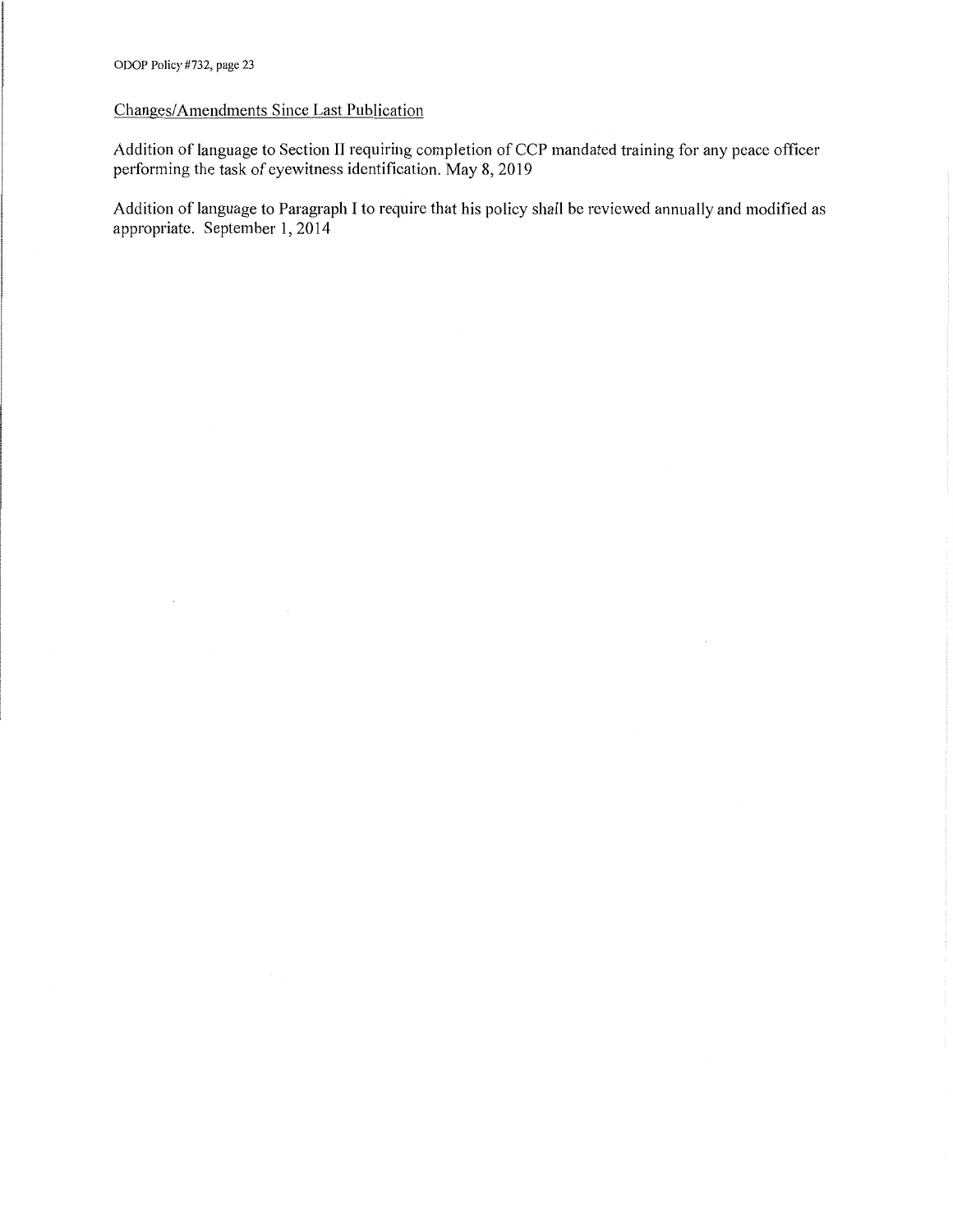<u>Changes/Amendments Since Last Publication</u>

Addition of language to Section II requiring completion of CCP mandated training for any peace officer performing the task of eyewitness identification. May 8, 2019

Addition of language to Paragraph I to require that his policy shall be reviewed annually and modified as appropriate. September 1, 2014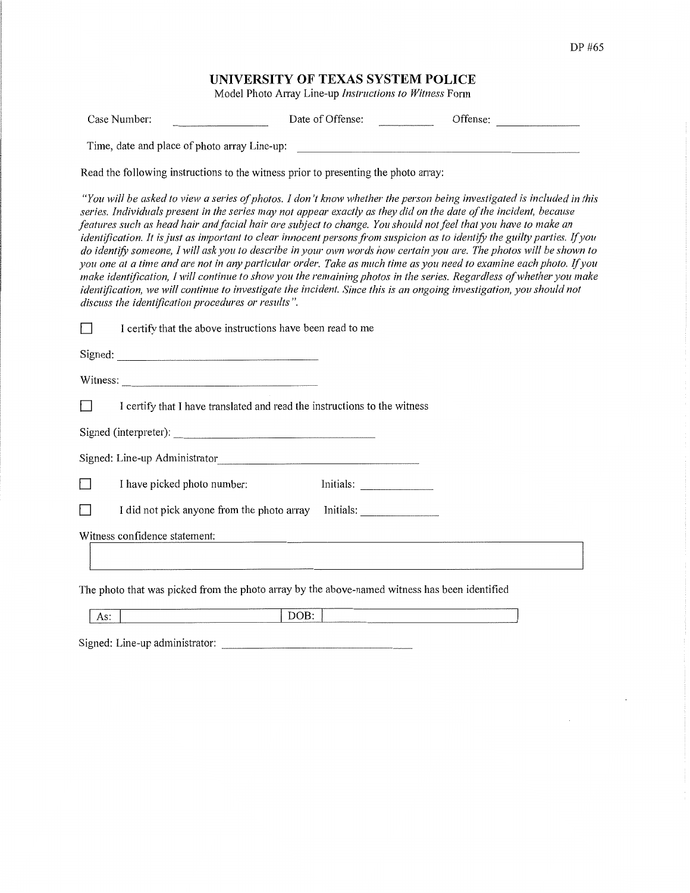DP #65

# UNIVERSITY OF TEXAS SYSTEM POLICE

Model Photo Array Line-up *Instructions to Witness* Form

Case Number: ______________ Date of Offense: _________ Offense: ______________

Time, date and place of photo array Line-up: ____________________________________________

Read the following instructions to the witness prior to presenting the photo array:

*"You will be asked to view a series of photos. I don't know whether the person being investigated is included in this series. Individuals present in the series may not appear exactly as they did on the date of the incident, because features such as head hair and facial hair are subject to change. You should not feel that you have to make an identification. It is just as important to clear innocent persons from suspicion as to identify the guilty parties. If you do identify someone, I will ask you to describe in your own words how certain you are. The photos will be shown to you one at a time and are not in any particular order. Take as much time as you need to examine each photo. If you make identification, I will continue to show you the remaining photos in the series. Regardless of whether you make identification, we will continue to investigate the incident. Since this is an ongoing investigation, you should not discuss the identification procedures or results".*

☐ I certify that the above instructions have been read to me

Signed: ______________________________

Witness: ______________________________

☐ I certify that I have translated and read the instructions to the witness

Signed (interpreter): ______________________________

Signed: Line-up Administrator ______________________________

☐ I have picked photo number: Initials: ____________

☐ I did not pick anyone from the photo array Initials: ____________

Witness confidence statement:

| |
|---|
| |

The photo that was picked from the photo array by the above-named witness has been identified

| As: | | DOB: | |
|---|---|---|---|

Signed: Line-up administrator: ______________________________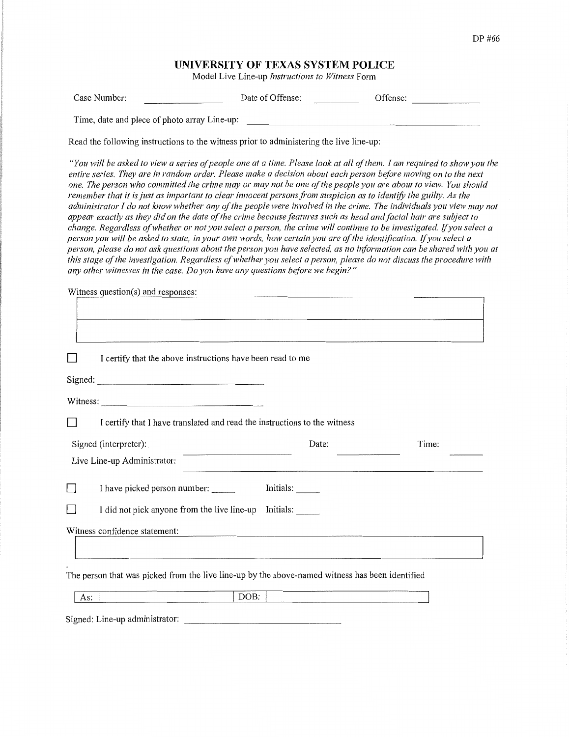DP #66

## UNIVERSITY OF TEXAS SYSTEM POLICE

Model Live Line-up *Instructions to Witness* Form

Case Number: ________________ Date of Offense: _________ Offense: ______________

Time, date and place of photo array Line-up: ______________________________________________

Read the following instructions to the witness prior to administering the live line-up:

*"You will be asked to view a series of people one at a time. Please look at all of them. I am required to show you the entire series. They are in random order. Please make a decision about each person before moving on to the next one. The person who committed the crime may or may not be one of the people you are about to view. You should remember that it is just as important to clear innocent persons from suspicion as to identify the guilty. As the administrator I do not know whether any of the people were involved in the crime. The individuals you view may not appear exactly as they did on the date of the crime because features such as head and facial hair are subject to change. Regardless of whether or not you select a person, the crime will continue to be investigated. If you select a person you will be asked to state, in your own words, how certain you are of the identification. If you select a person, please do not ask questions about the person you have selected, as no information can be shared with you at this stage of the investigation. Regardless of whether you select a person, please do not discuss the procedure with any other witnesses in the case. Do you have any questions before we begin?"*

Witness question(s) and responses: ______________________________________________

☐ I certify that the above instructions have been read to me

Signed: ________________________________

Witness: ________________________________

☐ I certify that I have translated and read the instructions to the witness

Signed (interpreter): ______________________ Date: ____________ Time: _______

Live Line-up Administrator: ______________________________________________

☐ I have picked person number: _____ Initials: _____

☐ I did not pick anyone from the live line-up Initials: _____

Witness confidence statement: ______________________________________________

The person that was picked from the live line-up by the above-named witness has been identified

| As: | | DOB: | |
|---|---|---|---|

Signed: Line-up administrator: ________________________________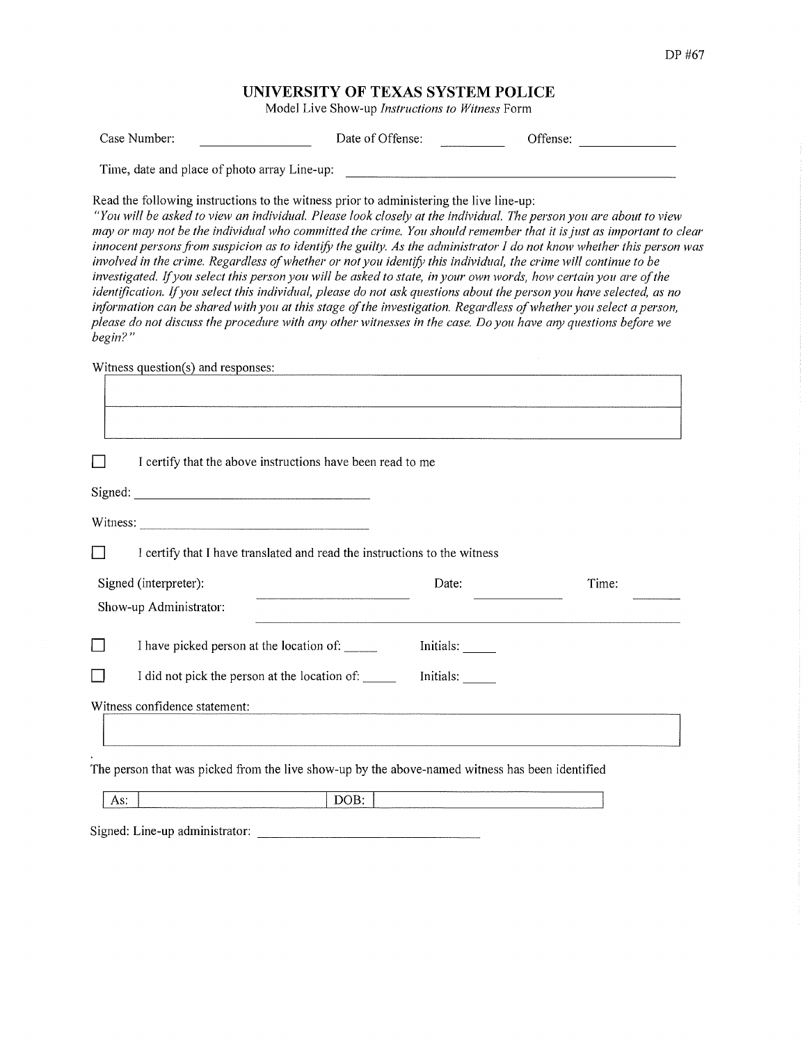DP #67

# UNIVERSITY OF TEXAS SYSTEM POLICE

Model Live Show-up *Instructions to Witness* Form

Case Number: ________________ Date of Offense: __________ Offense: ______________

Time, date and place of photo array Line-up: ________________________________________________

Read the following instructions to the witness prior to administering the live line-up:

*"You will be asked to view an individual. Please look closely at the individual. The person you are about to view may or may not be the individual who committed the crime. You should remember that it is just as important to clear innocent persons from suspicion as to identify the guilty. As the administrator I do not know whether this person was involved in the crime. Regardless of whether or not you identify this individual, the crime will continue to be investigated. If you select this person you will be asked to state, in your own words, how certain you are of the identification. If you select this individual, please do not ask questions about the person you have selected, as no information can be shared with you at this stage of the investigation. Regardless of whether you select a person, please do not discuss the procedure with any other witnesses in the case. Do you have any questions before we begin?"*

Witness question(s) and responses:

| |
|---|
| |
| |

☐ I certify that the above instructions have been read to me

Signed: ____________________________________

Witness: ____________________________________

☐ I certify that I have translated and read the instructions to the witness

Signed (interpreter): ________________________ Date: ______________ Time: ________

Show-up Administrator: ________________________________________________

☐ I have picked person at the location of: _____ Initials: _____

☐ I did not pick the person at the location of: _____ Initials: _____

Witness confidence statement:

| |
|---|
| |

The person that was picked from the live show-up by the above-named witness has been identified

| As: | | DOB: | |
|---|---|---|---|

Signed: Line-up administrator: ____________________________________